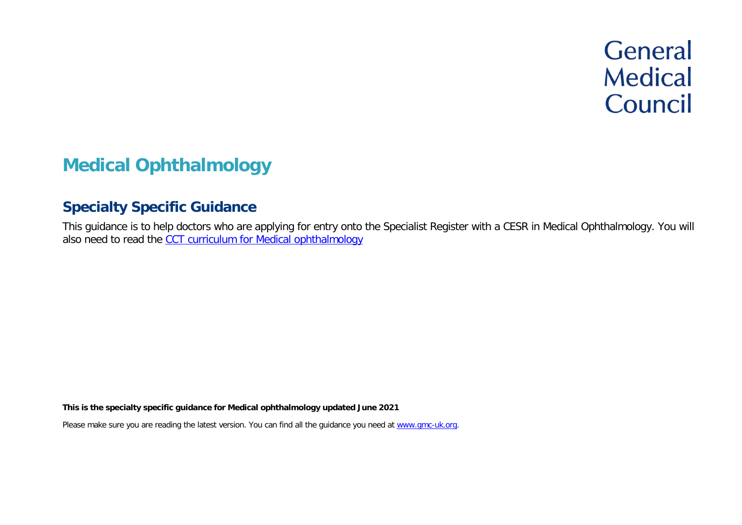General
Medical
Council

# Medical Ophthalmology

## Specialty Specific Guidance

This guidance is to help doctors who are applying for entry onto the Specialist Register with a CESR in Medical Ophthalmology. You will also need to read the [CCT curriculum for Medical ophthalmology]()

**This is the specialty specific guidance for Medical ophthalmology updated June 2021**

Please make sure you are reading the latest version. You can find all the guidance you need at [www.gmc-uk.org](www.gmc-uk.org).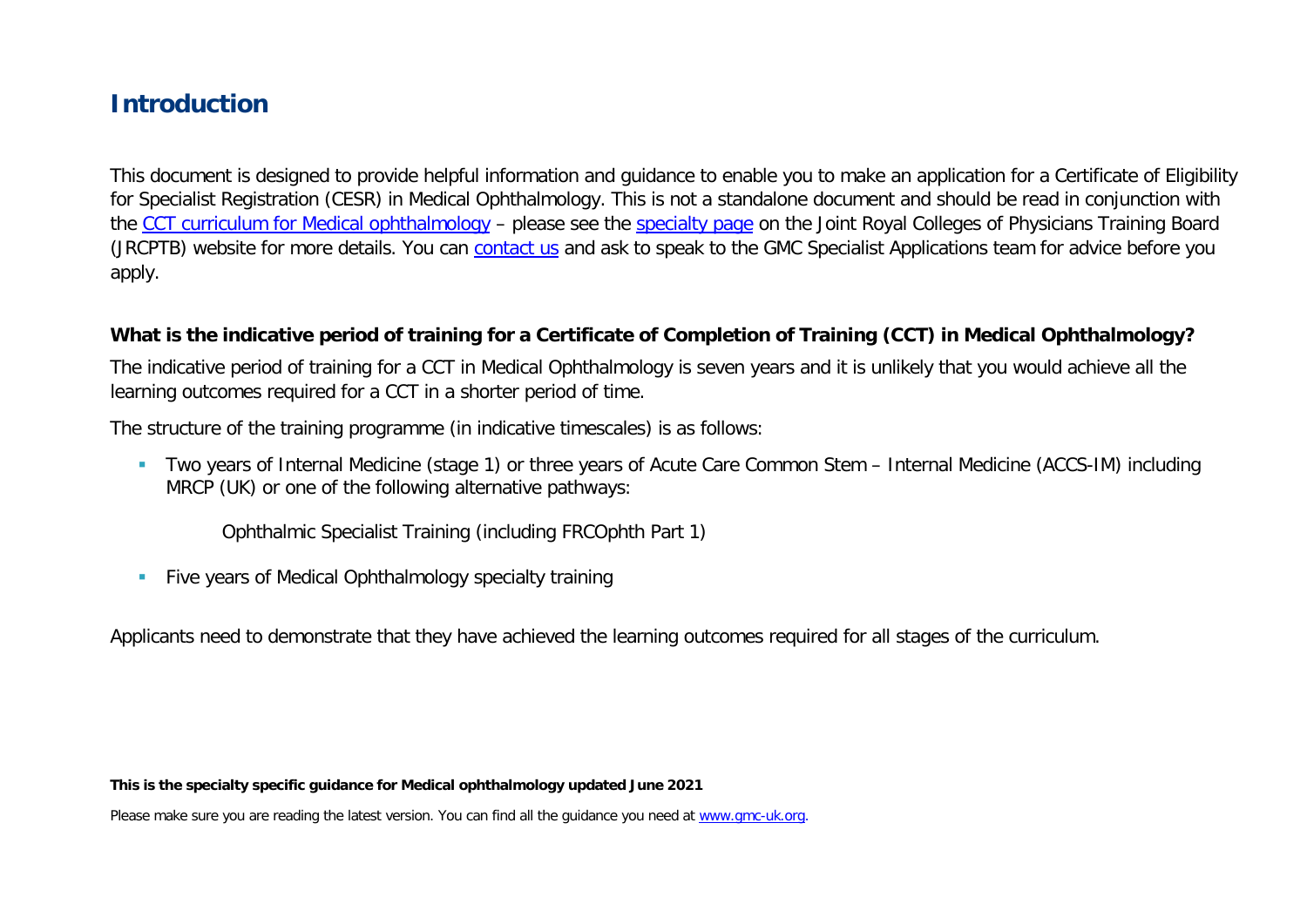## Introduction

This document is designed to provide helpful information and guidance to enable you to make an application for a Certificate of Eligibility for Specialist Registration (CESR) in Medical Ophthalmology. This is not a standalone document and should be read in conjunction with the CCT curriculum for Medical ophthalmology – please see the specialty page on the Joint Royal Colleges of Physicians Training Board (JRCPTB) website for more details. You can contact us and ask to speak to the GMC Specialist Applications team for advice before you apply.

**What is the indicative period of training for a Certificate of Completion of Training (CCT) in Medical Ophthalmology?**

The indicative period of training for a CCT in Medical Ophthalmology is seven years and it is unlikely that you would achieve all the learning outcomes required for a CCT in a shorter period of time.

The structure of the training programme (in indicative timescales) is as follows:

- Two years of Internal Medicine (stage 1) or three years of Acute Care Common Stem – Internal Medicine (ACCS-IM) including MRCP (UK) or one of the following alternative pathways:

  Ophthalmic Specialist Training (including FRCOphth Part 1)

- Five years of Medical Ophthalmology specialty training

Applicants need to demonstrate that they have achieved the learning outcomes required for all stages of the curriculum.

**This is the specialty specific guidance for Medical ophthalmology updated June 2021**

Please make sure you are reading the latest version. You can find all the guidance you need at www.gmc-uk.org.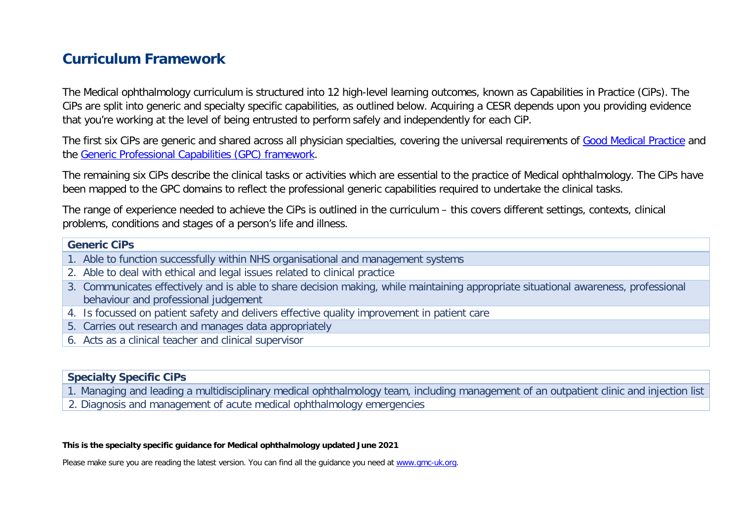# Curriculum Framework

The Medical ophthalmology curriculum is structured into 12 high-level learning outcomes, known as Capabilities in Practice (CiPs). The CiPs are split into generic and specialty specific capabilities, as outlined below. Acquiring a CESR depends upon you providing evidence that you're working at the level of being entrusted to perform safely and independently for each CiP.

The first six CiPs are generic and shared across all physician specialties, covering the universal requirements of Good Medical Practice and the Generic Professional Capabilities (GPC) framework.

The remaining six CiPs describe the clinical tasks or activities which are essential to the practice of Medical ophthalmology. The CiPs have been mapped to the GPC domains to reflect the professional generic capabilities required to undertake the clinical tasks.

The range of experience needed to achieve the CiPs is outlined in the curriculum – this covers different settings, contexts, clinical problems, conditions and stages of a person's life and illness.

| Generic CiPs |
| --- |
| 1. Able to function successfully within NHS organisational and management systems |
| 2. Able to deal with ethical and legal issues related to clinical practice |
| 3. Communicates effectively and is able to share decision making, while maintaining appropriate situational awareness, professional behaviour and professional judgement |
| 4. Is focussed on patient safety and delivers effective quality improvement in patient care |
| 5. Carries out research and manages data appropriately |
| 6. Acts as a clinical teacher and clinical supervisor |

| Specialty Specific CiPs |
| --- |
| 1. Managing and leading a multidisciplinary medical ophthalmology team, including management of an outpatient clinic and injection list |
| 2. Diagnosis and management of acute medical ophthalmology emergencies |

**This is the specialty specific guidance for Medical ophthalmology updated June 2021**

Please make sure you are reading the latest version. You can find all the guidance you need at www.gmc-uk.org.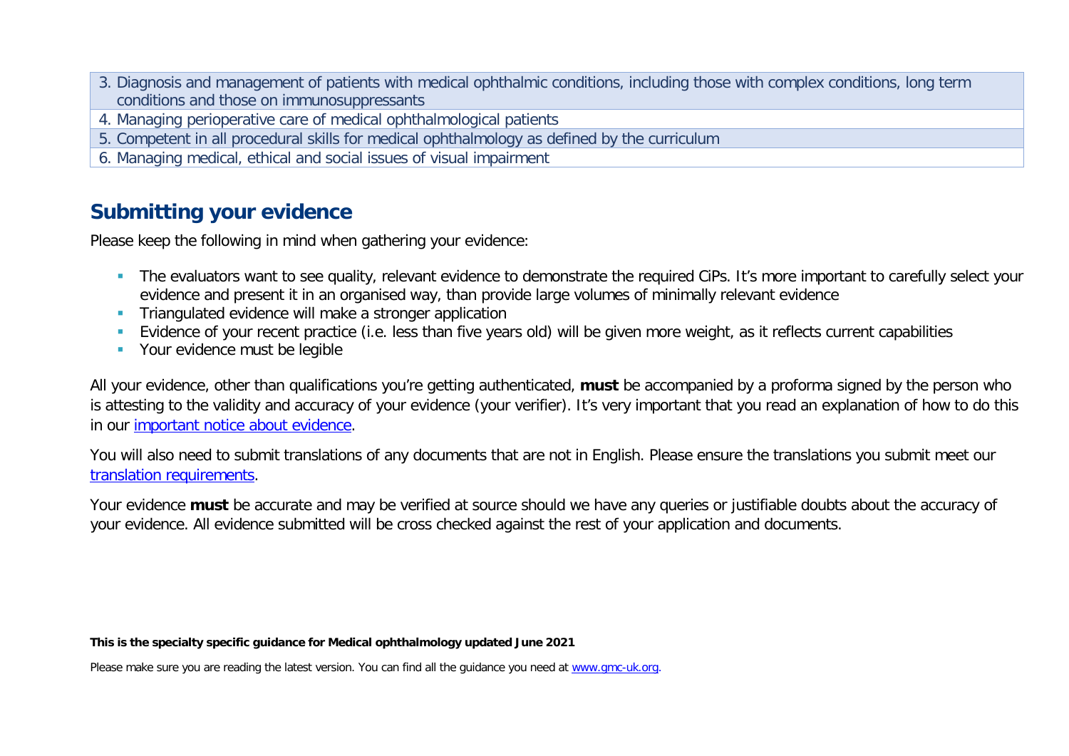| 3. Diagnosis and management of patients with medical ophthalmic conditions, including those with complex conditions, long term conditions and those on immunosuppressants |
| --- |
| 4. Managing perioperative care of medical ophthalmological patients |
| 5. Competent in all procedural skills for medical ophthalmology as defined by the curriculum |
| 6. Managing medical, ethical and social issues of visual impairment |

## Submitting your evidence

Please keep the following in mind when gathering your evidence:

- The evaluators want to see quality, relevant evidence to demonstrate the required CiPs. It's more important to carefully select your evidence and present it in an organised way, than provide large volumes of minimally relevant evidence
- Triangulated evidence will make a stronger application
- Evidence of your recent practice (i.e. less than five years old) will be given more weight, as it reflects current capabilities
- Your evidence must be legible

All your evidence, other than qualifications you're getting authenticated, **must** be accompanied by a proforma signed by the person who is attesting to the validity and accuracy of your evidence (your verifier). It's very important that you read an explanation of how to do this in our important notice about evidence.

You will also need to submit translations of any documents that are not in English. Please ensure the translations you submit meet our translation requirements.

Your evidence **must** be accurate and may be verified at source should we have any queries or justifiable doubts about the accuracy of your evidence. All evidence submitted will be cross checked against the rest of your application and documents.

**This is the specialty specific guidance for Medical ophthalmology updated June 2021**

Please make sure you are reading the latest version. You can find all the guidance you need at www.gmc-uk.org.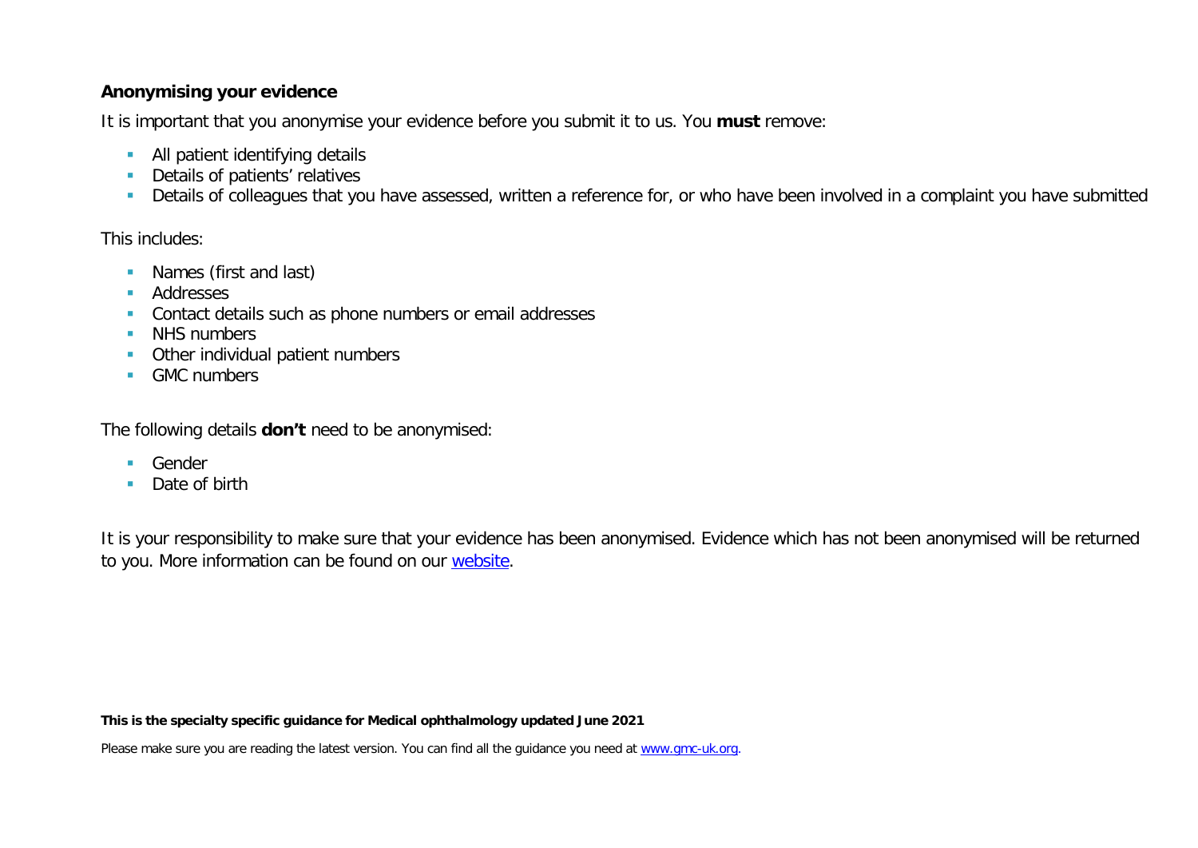**Anonymising your evidence**

It is important that you anonymise your evidence before you submit it to us. You **must** remove:

- All patient identifying details
- Details of patients' relatives
- Details of colleagues that you have assessed, written a reference for, or who have been involved in a complaint you have submitted

This includes:

- Names (first and last)
- Addresses
- Contact details such as phone numbers or email addresses
- NHS numbers
- Other individual patient numbers
- GMC numbers

The following details **don't** need to be anonymised:

- Gender
- Date of birth

It is your responsibility to make sure that your evidence has been anonymised. Evidence which has not been anonymised will be returned to you. More information can be found on our [website](website).

**This is the specialty specific guidance for Medical ophthalmology updated June 2021**

Please make sure you are reading the latest version. You can find all the guidance you need at [www.gmc-uk.org](www.gmc-uk.org).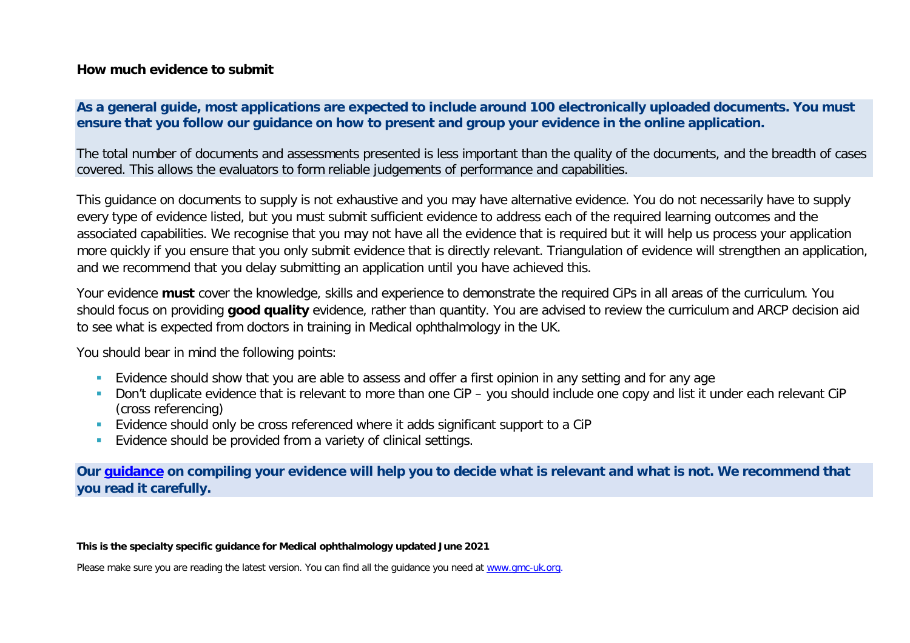**How much evidence to submit**

**As a general guide, most applications are expected to include around 100 electronically uploaded documents. You must ensure that you follow our guidance on how to present and group your evidence in the online application.**

The total number of documents and assessments presented is less important than the quality of the documents, and the breadth of cases covered. This allows the evaluators to form reliable judgements of performance and capabilities.

This guidance on documents to supply is not exhaustive and you may have alternative evidence. You do not necessarily have to supply every type of evidence listed, but you must submit sufficient evidence to address each of the required learning outcomes and the associated capabilities. We recognise that you may not have all the evidence that is required but it will help us process your application more quickly if you ensure that you only submit evidence that is directly relevant. Triangulation of evidence will strengthen an application, and we recommend that you delay submitting an application until you have achieved this.

Your evidence **must** cover the knowledge, skills and experience to demonstrate the required CiPs in all areas of the curriculum. You should focus on providing **good quality** evidence, rather than quantity. You are advised to review the curriculum and ARCP decision aid to see what is expected from doctors in training in Medical ophthalmology in the UK.

You should bear in mind the following points:

- Evidence should show that you are able to assess and offer a first opinion in any setting and for any age
- Don't duplicate evidence that is relevant to more than one CiP – you should include one copy and list it under each relevant CiP (cross referencing)
- Evidence should only be cross referenced where it adds significant support to a CiP
- Evidence should be provided from a variety of clinical settings.

**Our guidance on compiling your evidence will help you to decide what is relevant and what is not. We recommend that you read it carefully.**

**This is the specialty specific guidance for Medical ophthalmology updated June 2021**

Please make sure you are reading the latest version. You can find all the guidance you need at www.gmc-uk.org.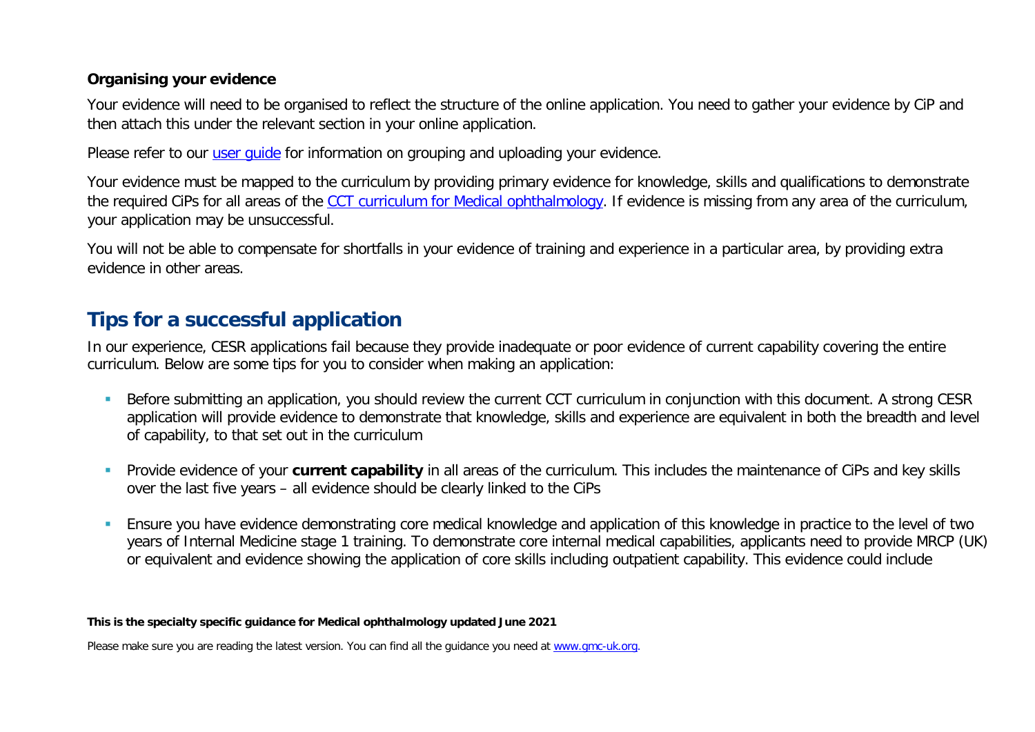**Organising your evidence**

Your evidence will need to be organised to reflect the structure of the online application. You need to gather your evidence by CiP and then attach this under the relevant section in your online application.

Please refer to our [user guide](#) for information on grouping and uploading your evidence.

Your evidence must be mapped to the curriculum by providing primary evidence for knowledge, skills and qualifications to demonstrate the required CiPs for all areas of the [CCT curriculum for Medical ophthalmology](#). If evidence is missing from any area of the curriculum, your application may be unsuccessful.

You will not be able to compensate for shortfalls in your evidence of training and experience in a particular area, by providing extra evidence in other areas.

## Tips for a successful application

In our experience, CESR applications fail because they provide inadequate or poor evidence of current capability covering the entire curriculum. Below are some tips for you to consider when making an application:

- Before submitting an application, you should review the current CCT curriculum in conjunction with this document. A strong CESR application will provide evidence to demonstrate that knowledge, skills and experience are equivalent in both the breadth and level of capability, to that set out in the curriculum
- Provide evidence of your **current capability** in all areas of the curriculum. This includes the maintenance of CiPs and key skills over the last five years – all evidence should be clearly linked to the CiPs
- Ensure you have evidence demonstrating core medical knowledge and application of this knowledge in practice to the level of two years of Internal Medicine stage 1 training. To demonstrate core internal medical capabilities, applicants need to provide MRCP (UK) or equivalent and evidence showing the application of core skills including outpatient capability. This evidence could include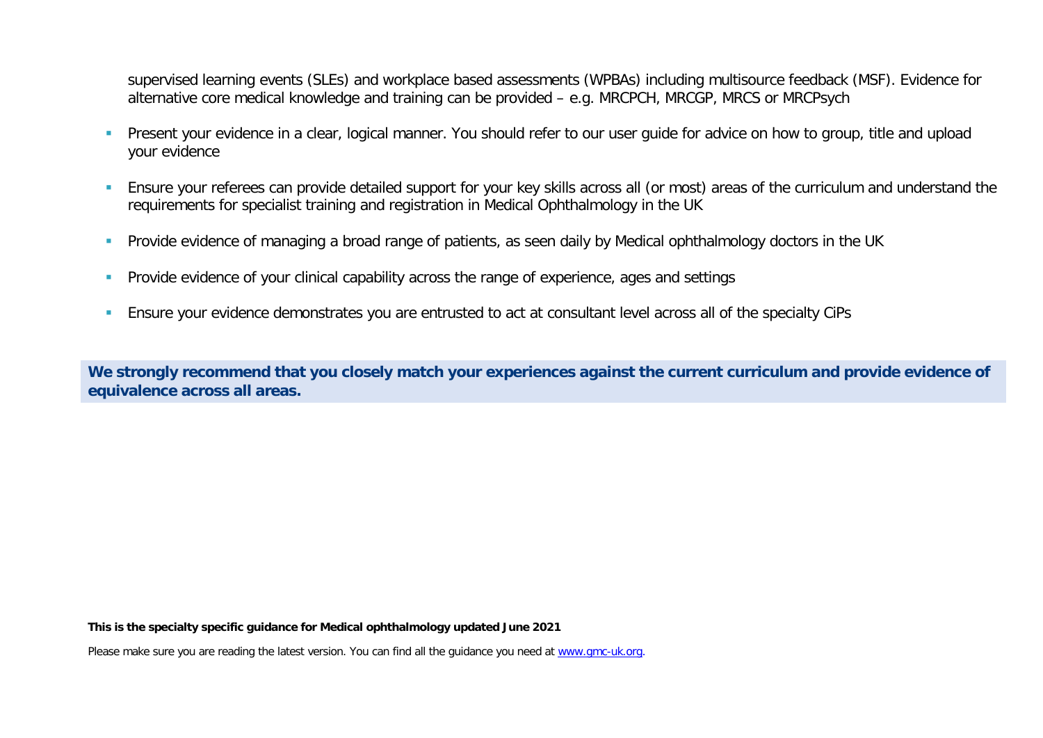supervised learning events (SLEs) and workplace based assessments (WPBAs) including multisource feedback (MSF). Evidence for alternative core medical knowledge and training can be provided – e.g. MRCPCH, MRCGP, MRCS or MRCPsych

- Present your evidence in a clear, logical manner. You should refer to our user guide for advice on how to group, title and upload your evidence
- Ensure your referees can provide detailed support for your key skills across all (or most) areas of the curriculum and understand the requirements for specialist training and registration in Medical Ophthalmology in the UK
- Provide evidence of managing a broad range of patients, as seen daily by Medical ophthalmology doctors in the UK
- Provide evidence of your clinical capability across the range of experience, ages and settings
- Ensure your evidence demonstrates you are entrusted to act at consultant level across all of the specialty CiPs

**We strongly recommend that you closely match your experiences against the current curriculum and provide evidence of equivalence across all areas.**

**This is the specialty specific guidance for Medical ophthalmology updated June 2021**

Please make sure you are reading the latest version. You can find all the guidance you need at [www.gmc-uk.org](www.gmc-uk.org).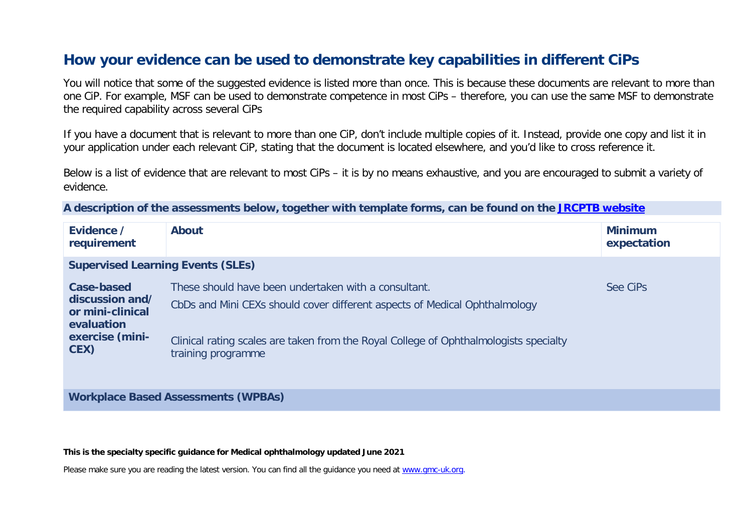## How your evidence can be used to demonstrate key capabilities in different CiPs

You will notice that some of the suggested evidence is listed more than once. This is because these documents are relevant to more than one CiP. For example, MSF can be used to demonstrate competence in most CiPs – therefore, you can use the same MSF to demonstrate the required capability across several CiPs

If you have a document that is relevant to more than one CiP, don't include multiple copies of it. Instead, provide one copy and list it in your application under each relevant CiP, stating that the document is located elsewhere, and you'd like to cross reference it.

Below is a list of evidence that are relevant to most CiPs – it is by no means exhaustive, and you are encouraged to submit a variety of evidence.

**A description of the assessments below, together with template forms, can be found on the [JRCPTB website](JRCPTB website)**

| Evidence / requirement | About | Minimum expectation |
|---|---|---|
| **Supervised Learning Events (SLEs)** | | |
| **Case-based discussion and/ or mini-clinical evaluation exercise (mini-CEX)** | These should have been undertaken with a consultant.<br><br>CbDs and Mini CEXs should cover different aspects of Medical Ophthalmology<br><br>Clinical rating scales are taken from the Royal College of Ophthalmologists specialty training programme | See CiPs |
| **Workplace Based Assessments (WPBAs)** | | |

**This is the specialty specific guidance for Medical ophthalmology updated June 2021**

Please make sure you are reading the latest version. You can find all the guidance you need at [www.gmc-uk.org](www.gmc-uk.org).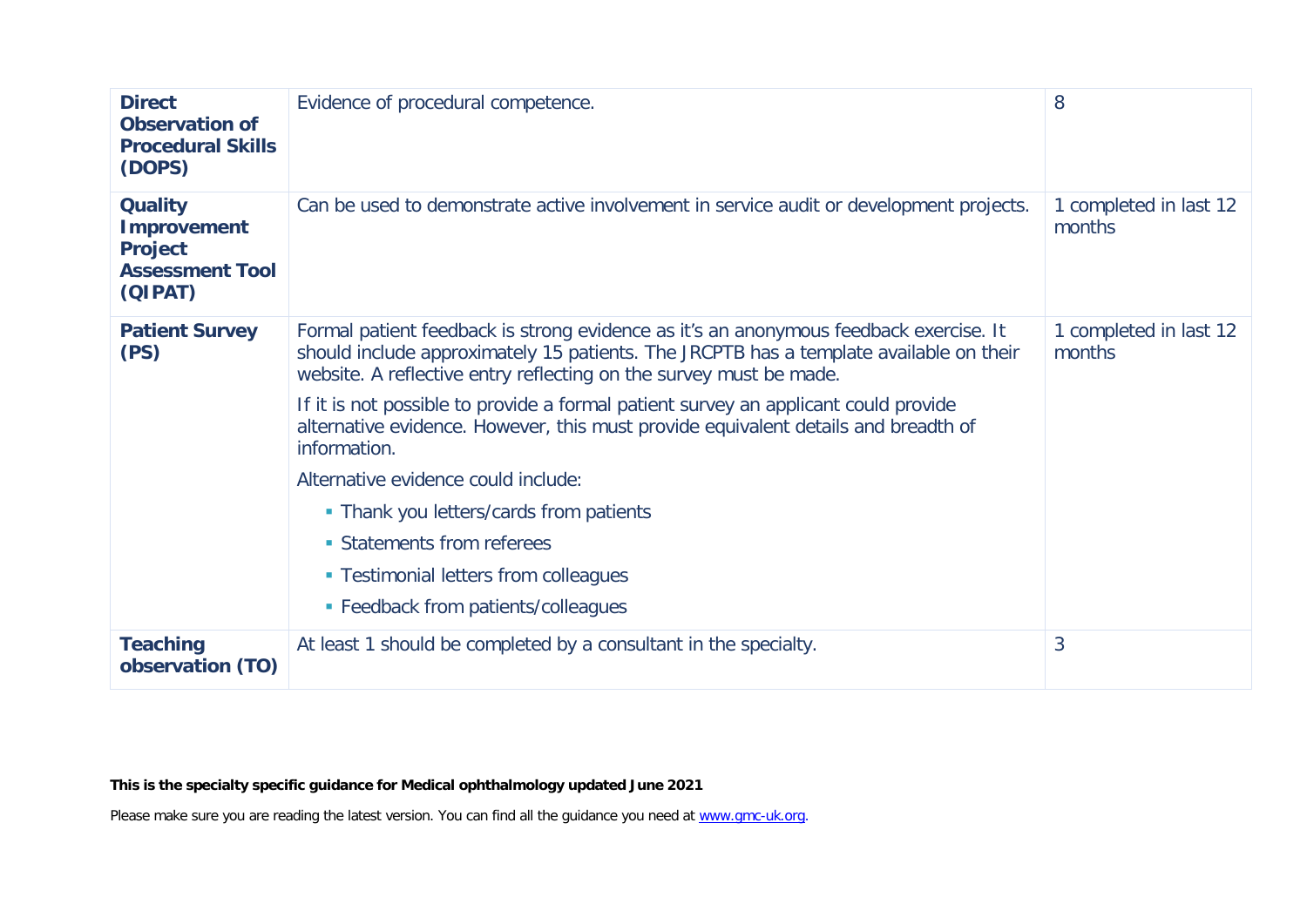| | | |
|---|---|---|
| **Direct Observation of Procedural Skills (DOPS)** | Evidence of procedural competence. | 8 |
| **Quality Improvement Project Assessment Tool (QIPAT)** | Can be used to demonstrate active involvement in service audit or development projects. | 1 completed in last 12 months |
| **Patient Survey (PS)** | Formal patient feedback is strong evidence as it's an anonymous feedback exercise. It should include approximately 15 patients. The JRCPTB has a template available on their website. A reflective entry reflecting on the survey must be made.<br><br>If it is not possible to provide a formal patient survey an applicant could provide alternative evidence. However, this must provide equivalent details and breadth of information.<br><br>Alternative evidence could include:<br>▪ Thank you letters/cards from patients<br>▪ Statements from referees<br>▪ Testimonial letters from colleagues<br>▪ Feedback from patients/colleagues | 1 completed in last 12 months |
| **Teaching observation (TO)** | At least 1 should be completed by a consultant in the specialty. | 3 |

**This is the specialty specific guidance for Medical ophthalmology updated June 2021**

Please make sure you are reading the latest version. You can find all the guidance you need at [www.gmc-uk.org](www.gmc-uk.org).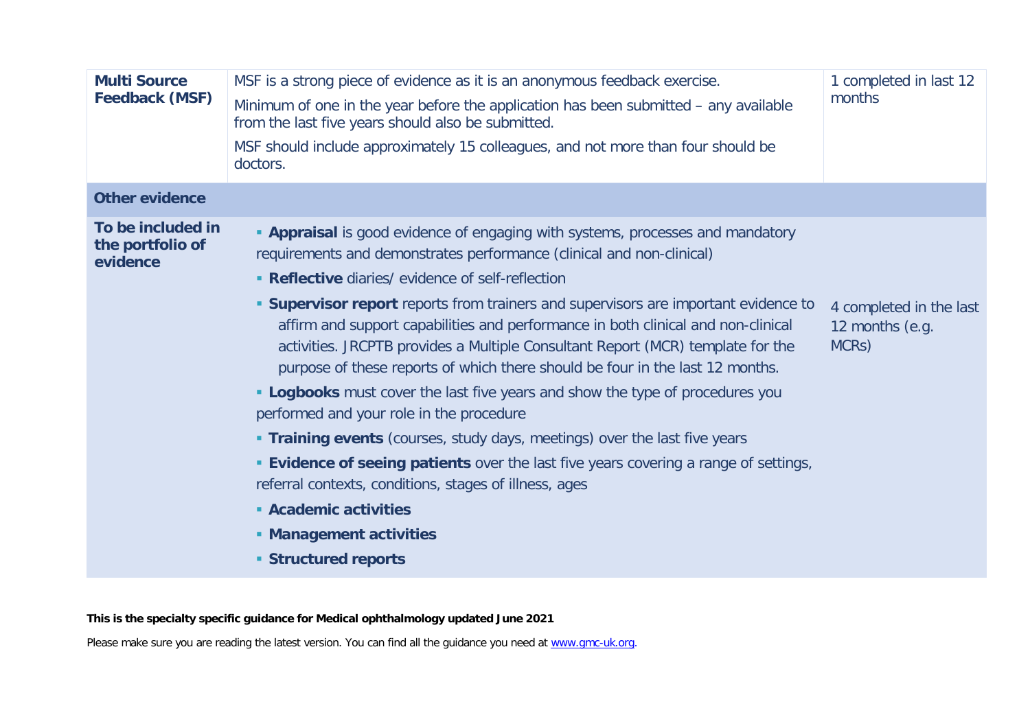| | | |
|---|---|---|
| **Multi Source Feedback (MSF)** | MSF is a strong piece of evidence as it is an anonymous feedback exercise.<br><br>Minimum of one in the year before the application has been submitted – any available from the last five years should also be submitted.<br><br>MSF should include approximately 15 colleagues, and not more than four should be doctors. | 1 completed in last 12 months |
| **Other evidence** | | |
| **To be included in the portfolio of evidence** | ▪ **Appraisal** is good evidence of engaging with systems, processes and mandatory requirements and demonstrates performance (clinical and non-clinical)<br>▪ **Reflective** diaries/ evidence of self-reflection<br>▪ **Supervisor report** reports from trainers and supervisors are important evidence to affirm and support capabilities and performance in both clinical and non-clinical activities. JRCPTB provides a Multiple Consultant Report (MCR) template for the purpose of these reports of which there should be four in the last 12 months.<br>▪ **Logbooks** must cover the last five years and show the type of procedures you performed and your role in the procedure<br>▪ **Training events** (courses, study days, meetings) over the last five years<br>▪ **Evidence of seeing patients** over the last five years covering a range of settings, referral contexts, conditions, stages of illness, ages<br>▪ **Academic activities**<br>▪ **Management activities**<br>▪ **Structured reports** | 4 completed in the last 12 months (e.g. MCRs) |

**This is the specialty specific guidance for Medical ophthalmology updated June 2021**

Please make sure you are reading the latest version. You can find all the guidance you need at www.gmc-uk.org.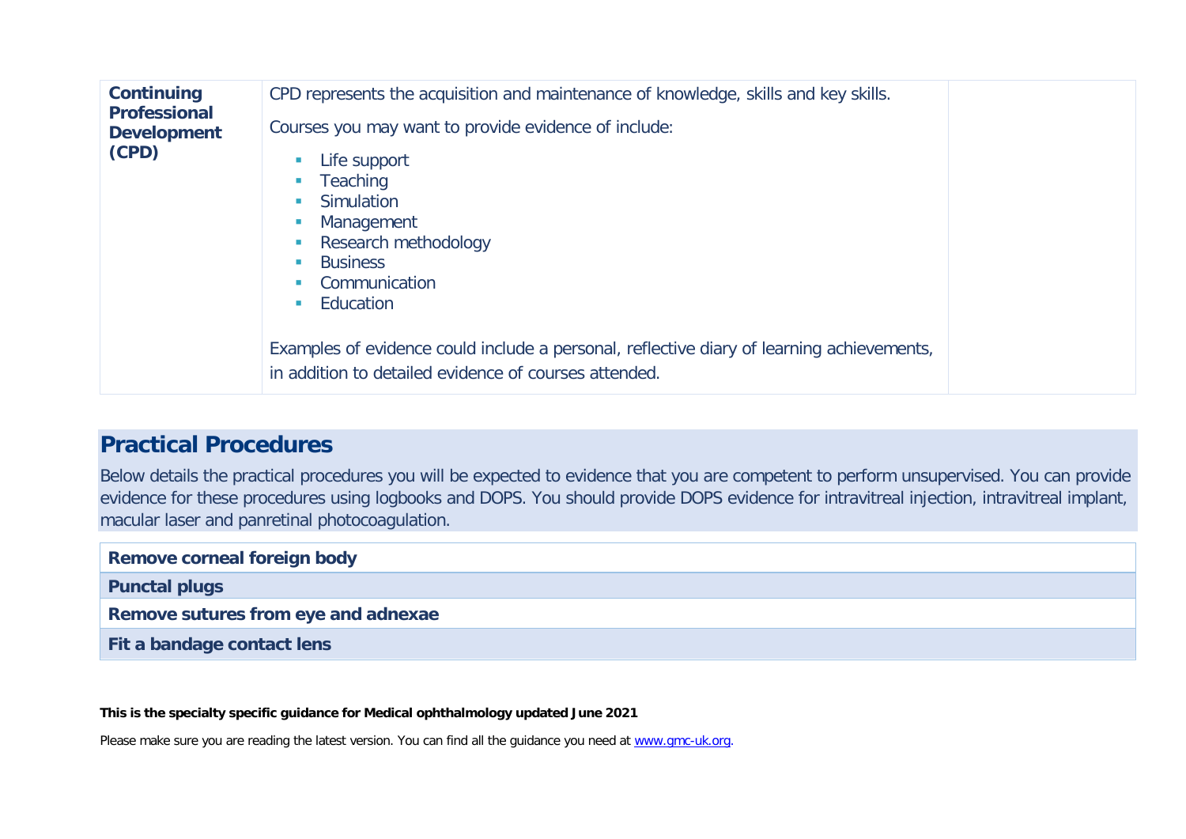| Continuing Professional Development (CPD) | CPD represents the acquisition and maintenance of knowledge, skills and key skills.<br><br>Courses you may want to provide evidence of include:<br><br>- Life support<br>- Teaching<br>- Simulation<br>- Management<br>- Research methodology<br>- Business<br>- Communication<br>- Education<br><br>Examples of evidence could include a personal, reflective diary of learning achievements, in addition to detailed evidence of courses attended. | |
|---|---|---|

## Practical Procedures

Below details the practical procedures you will be expected to evidence that you are competent to perform unsupervised. You can provide evidence for these procedures using logbooks and DOPS. You should provide DOPS evidence for intravitreal injection, intravitreal implant, macular laser and panretinal photocoagulation.

| Remove corneal foreign body |
|---|
| **Punctal plugs** |
| **Remove sutures from eye and adnexae** |
| **Fit a bandage contact lens** |

**This is the specialty specific guidance for Medical ophthalmology updated June 2021**

Please make sure you are reading the latest version. You can find all the guidance you need at www.gmc-uk.org.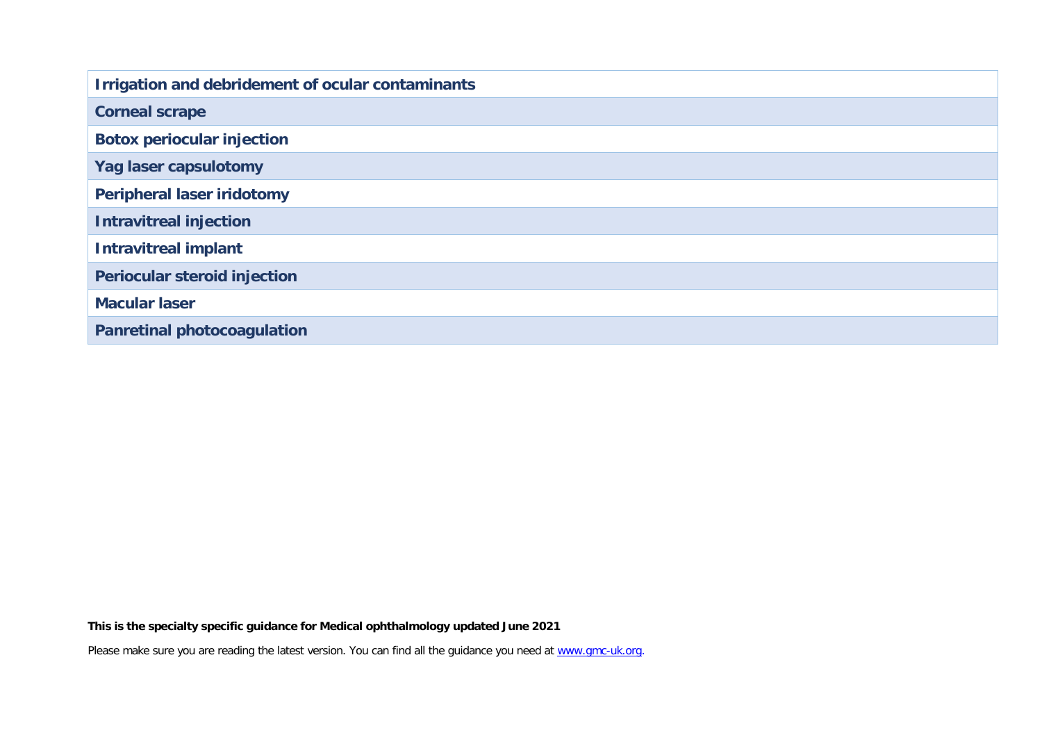| Irrigation and debridement of ocular contaminants |
|---|
| Corneal scrape |
| Botox periocular injection |
| Yag laser capsulotomy |
| Peripheral laser iridotomy |
| Intravitreal injection |
| Intravitreal implant |
| Periocular steroid injection |
| Macular laser |
| Panretinal photocoagulation |

**This is the specialty specific guidance for Medical ophthalmology updated June 2021**

Please make sure you are reading the latest version. You can find all the guidance you need at [www.gmc-uk.org](http://www.gmc-uk.org).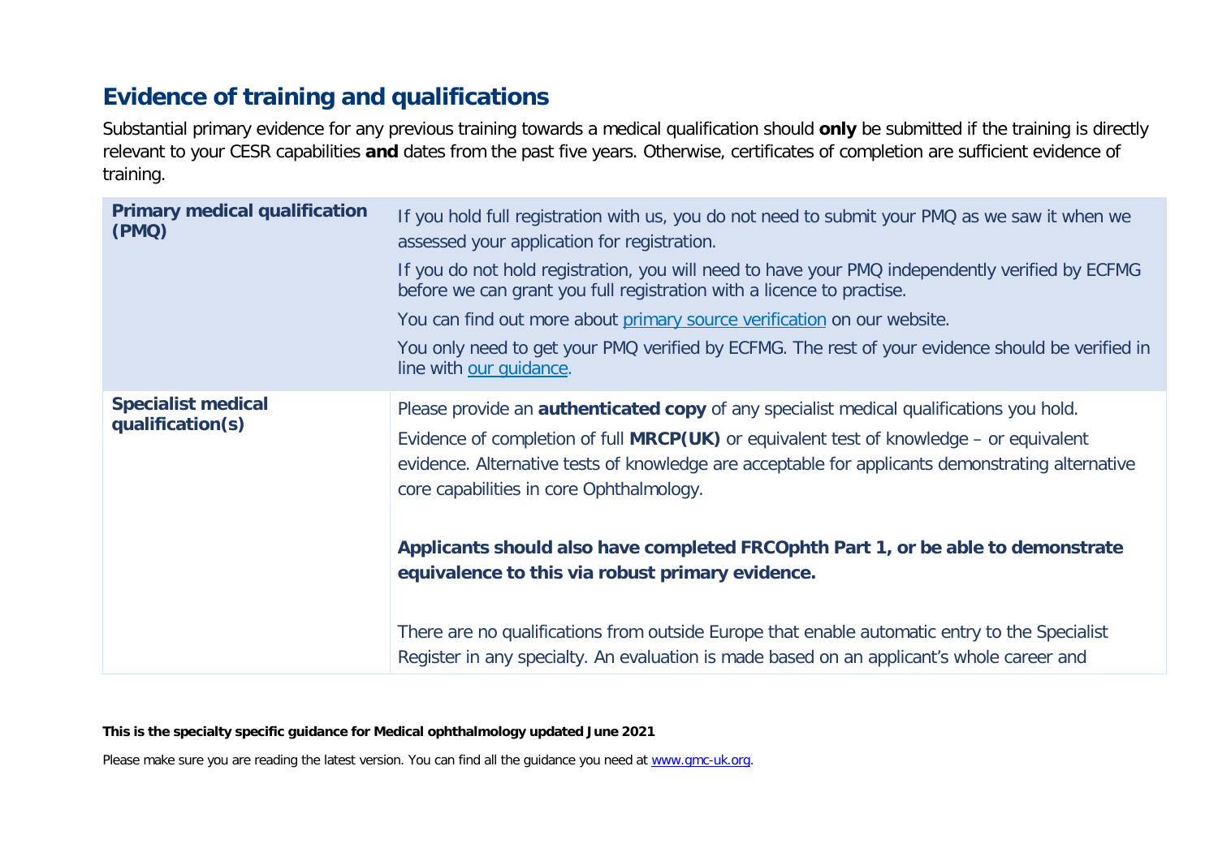## Evidence of training and qualifications

Substantial primary evidence for any previous training towards a medical qualification should **only** be submitted if the training is directly relevant to your CESR capabilities **and** dates from the past five years. Otherwise, certificates of completion are sufficient evidence of training.

| | |
|---|---|
| **Primary medical qualification (PMQ)** | If you hold full registration with us, you do not need to submit your PMQ as we saw it when we assessed your application for registration.<br><br>If you do not hold registration, you will need to have your PMQ independently verified by ECFMG before we can grant you full registration with a licence to practise.<br><br>You can find out more about primary source verification on our website.<br><br>You only need to get your PMQ verified by ECFMG. The rest of your evidence should be verified in line with our guidance. |
| **Specialist medical qualification(s)** | Please provide an **authenticated copy** of any specialist medical qualifications you hold.<br><br>Evidence of completion of full **MRCP(UK)** or equivalent test of knowledge – or equivalent evidence. Alternative tests of knowledge are acceptable for applicants demonstrating alternative core capabilities in core Ophthalmology.<br><br>**Applicants should also have completed FRCOphth Part 1, or be able to demonstrate equivalence to this via robust primary evidence.**<br><br>There are no qualifications from outside Europe that enable automatic entry to the Specialist Register in any specialty. An evaluation is made based on an applicant's whole career and |

**This is the specialty specific guidance for Medical ophthalmology updated June 2021**

Please make sure you are reading the latest version. You can find all the guidance you need at www.gmc-uk.org.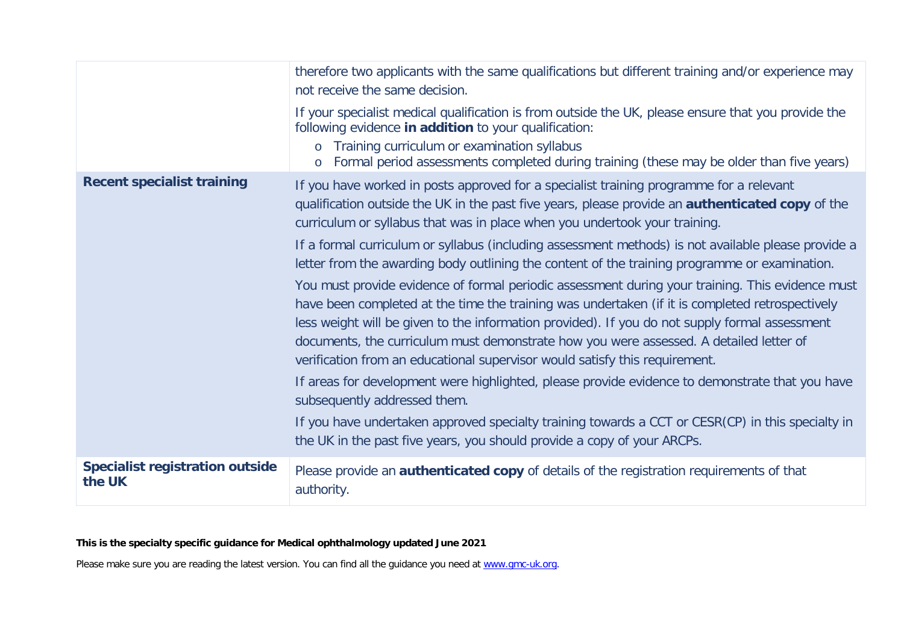| | |
|---|---|
| | therefore two applicants with the same qualifications but different training and/or experience may not receive the same decision.<br><br>If your specialist medical qualification is from outside the UK, please ensure that you provide the following evidence **in addition** to your qualification:<br>o Training curriculum or examination syllabus<br>o Formal period assessments completed during training (these may be older than five years) |
| **Recent specialist training** | If you have worked in posts approved for a specialist training programme for a relevant qualification outside the UK in the past five years, please provide an **authenticated copy** of the curriculum or syllabus that was in place when you undertook your training.<br><br>If a formal curriculum or syllabus (including assessment methods) is not available please provide a letter from the awarding body outlining the content of the training programme or examination.<br><br>You must provide evidence of formal periodic assessment during your training. This evidence must have been completed at the time the training was undertaken (if it is completed retrospectively less weight will be given to the information provided). If you do not supply formal assessment documents, the curriculum must demonstrate how you were assessed. A detailed letter of verification from an educational supervisor would satisfy this requirement.<br><br>If areas for development were highlighted, please provide evidence to demonstrate that you have subsequently addressed them.<br><br>If you have undertaken approved specialty training towards a CCT or CESR(CP) in this specialty in the UK in the past five years, you should provide a copy of your ARCPs. |
| **Specialist registration outside the UK** | Please provide an **authenticated copy** of details of the registration requirements of that authority. |

**This is the specialty specific guidance for Medical ophthalmology updated June 2021**

Please make sure you are reading the latest version. You can find all the guidance you need at www.gmc-uk.org.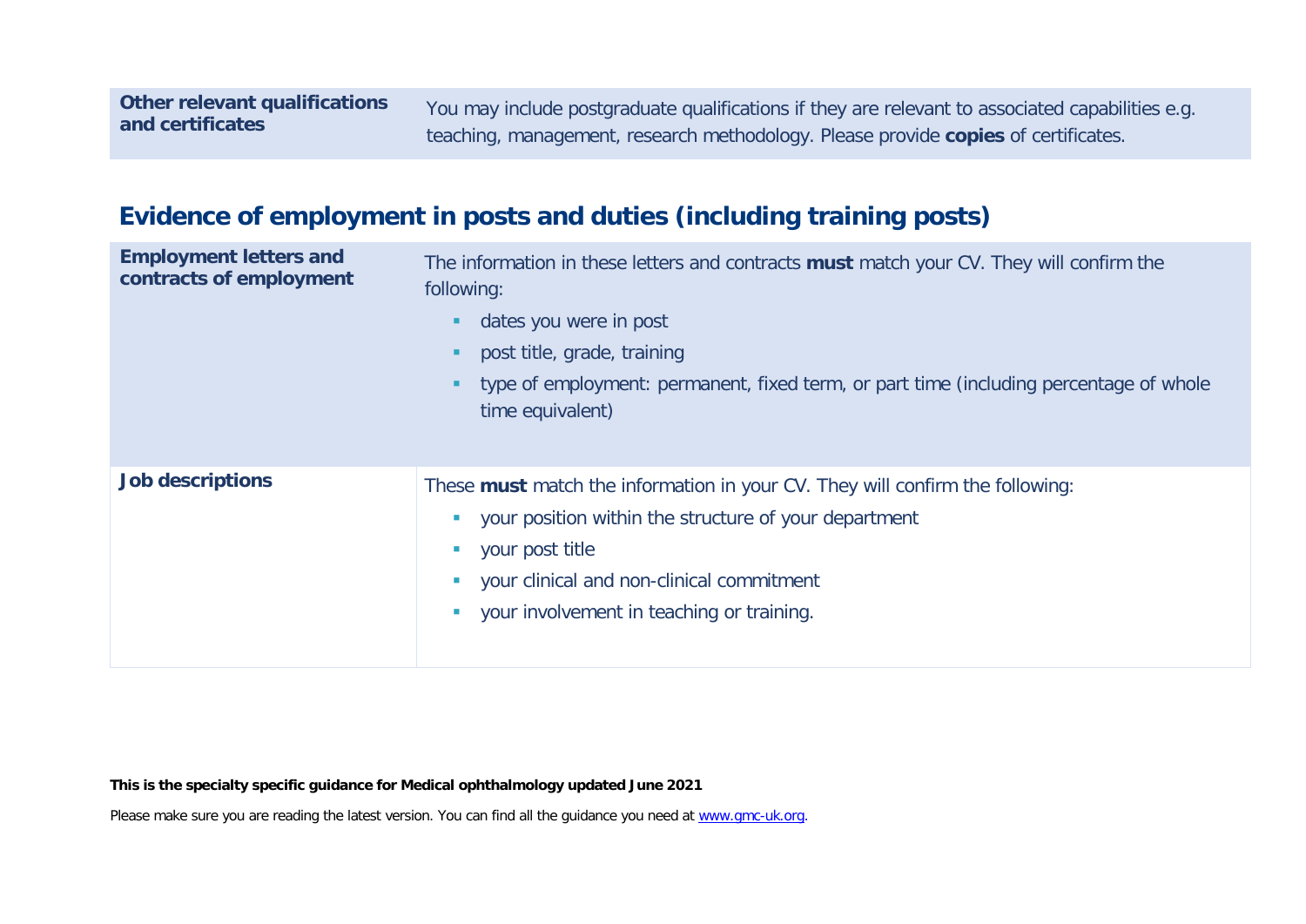| Other relevant qualifications and certificates | You may include postgraduate qualifications if they are relevant to associated capabilities e.g. teaching, management, research methodology. Please provide **copies** of certificates. |
|---|---|

## Evidence of employment in posts and duties (including training posts)

| | |
|---|---|
| **Employment letters and contracts of employment** | The information in these letters and contracts **must** match your CV. They will confirm the following: <br>▪ dates you were in post <br>▪ post title, grade, training <br>▪ type of employment: permanent, fixed term, or part time (including percentage of whole time equivalent) |
| **Job descriptions** | These **must** match the information in your CV. They will confirm the following: <br>▪ your position within the structure of your department <br>▪ your post title <br>▪ your clinical and non-clinical commitment <br>▪ your involvement in teaching or training. |

**This is the specialty specific guidance for Medical ophthalmology updated June 2021**

Please make sure you are reading the latest version. You can find all the guidance you need at www.gmc-uk.org.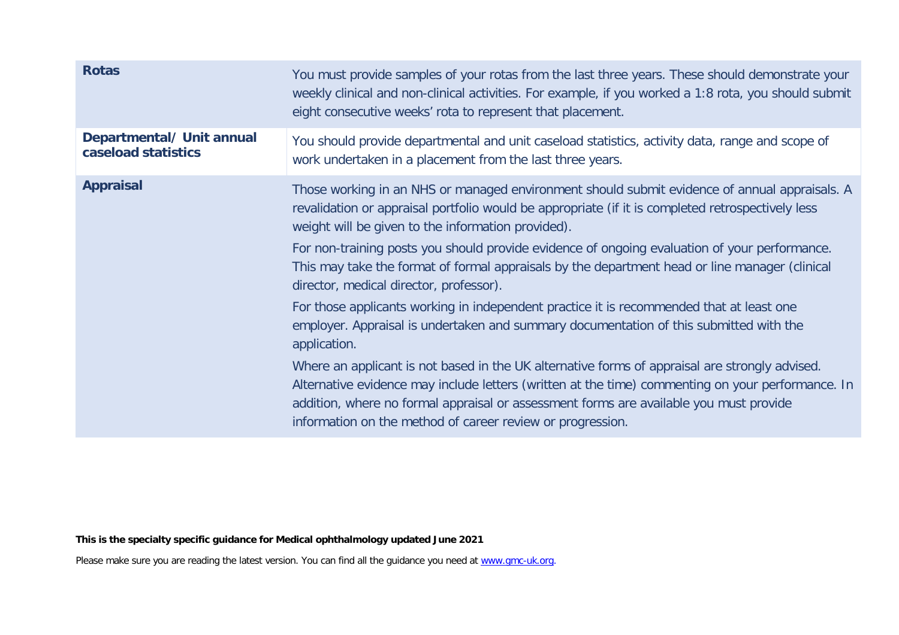| | |
|---|---|
| **Rotas** | You must provide samples of your rotas from the last three years. These should demonstrate your weekly clinical and non-clinical activities. For example, if you worked a 1:8 rota, you should submit eight consecutive weeks' rota to represent that placement. |
| **Departmental/ Unit annual caseload statistics** | You should provide departmental and unit caseload statistics, activity data, range and scope of work undertaken in a placement from the last three years. |
| **Appraisal** | Those working in an NHS or managed environment should submit evidence of annual appraisals. A revalidation or appraisal portfolio would be appropriate (if it is completed retrospectively less weight will be given to the information provided).<br><br>For non-training posts you should provide evidence of ongoing evaluation of your performance. This may take the format of formal appraisals by the department head or line manager (clinical director, medical director, professor).<br><br>For those applicants working in independent practice it is recommended that at least one employer. Appraisal is undertaken and summary documentation of this submitted with the application.<br><br>Where an applicant is not based in the UK alternative forms of appraisal are strongly advised. Alternative evidence may include letters (written at the time) commenting on your performance. In addition, where no formal appraisal or assessment forms are available you must provide information on the method of career review or progression. |

**This is the specialty specific guidance for Medical ophthalmology updated June 2021**

Please make sure you are reading the latest version. You can find all the guidance you need at www.gmc-uk.org.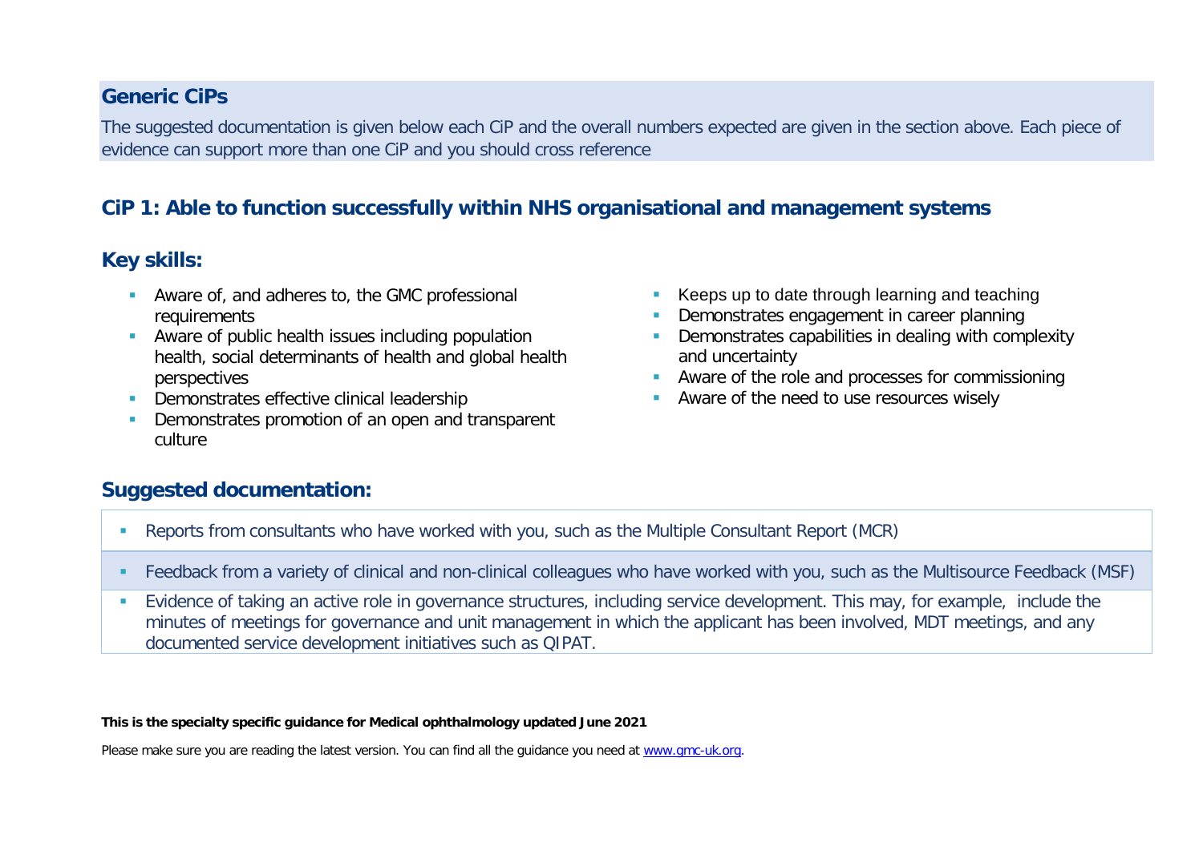## Generic CiPs

The suggested documentation is given below each CiP and the overall numbers expected are given in the section above. Each piece of evidence can support more than one CiP and you should cross reference

### CiP 1: Able to function successfully within NHS organisational and management systems

### Key skills:

- Aware of, and adheres to, the GMC professional requirements
- Aware of public health issues including population health, social determinants of health and global health perspectives
- Demonstrates effective clinical leadership
- Demonstrates promotion of an open and transparent culture
- Keeps up to date through learning and teaching
- Demonstrates engagement in career planning
- Demonstrates capabilities in dealing with complexity and uncertainty
- Aware of the role and processes for commissioning
- Aware of the need to use resources wisely

### Suggested documentation:

- Reports from consultants who have worked with you, such as the Multiple Consultant Report (MCR)
- Feedback from a variety of clinical and non-clinical colleagues who have worked with you, such as the Multisource Feedback (MSF)
- Evidence of taking an active role in governance structures, including service development. This may, for example, include the minutes of meetings for governance and unit management in which the applicant has been involved, MDT meetings, and any documented service development initiatives such as QIPAT.

**This is the specialty specific guidance for Medical ophthalmology updated June 2021**

Please make sure you are reading the latest version. You can find all the guidance you need at www.gmc-uk.org.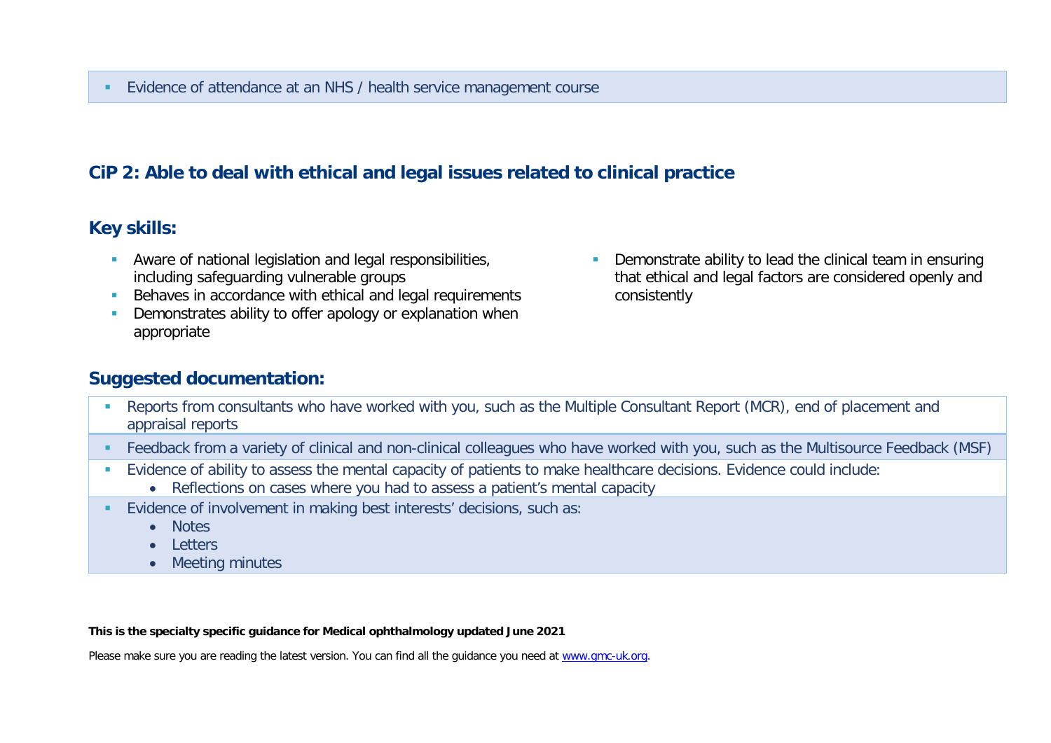- Evidence of attendance at an NHS / health service management course

## CiP 2: Able to deal with ethical and legal issues related to clinical practice

### Key skills:

- Aware of national legislation and legal responsibilities, including safeguarding vulnerable groups
- Behaves in accordance with ethical and legal requirements
- Demonstrates ability to offer apology or explanation when appropriate
- Demonstrate ability to lead the clinical team in ensuring that ethical and legal factors are considered openly and consistently

### Suggested documentation:

- Reports from consultants who have worked with you, such as the Multiple Consultant Report (MCR), end of placement and appraisal reports
- Feedback from a variety of clinical and non-clinical colleagues who have worked with you, such as the Multisource Feedback (MSF)
- Evidence of ability to assess the mental capacity of patients to make healthcare decisions. Evidence could include:
  - Reflections on cases where you had to assess a patient's mental capacity
- Evidence of involvement in making best interests' decisions, such as:
  - Notes
  - Letters
  - Meeting minutes

**This is the specialty specific guidance for Medical ophthalmology updated June 2021**

Please make sure you are reading the latest version. You can find all the guidance you need at www.gmc-uk.org.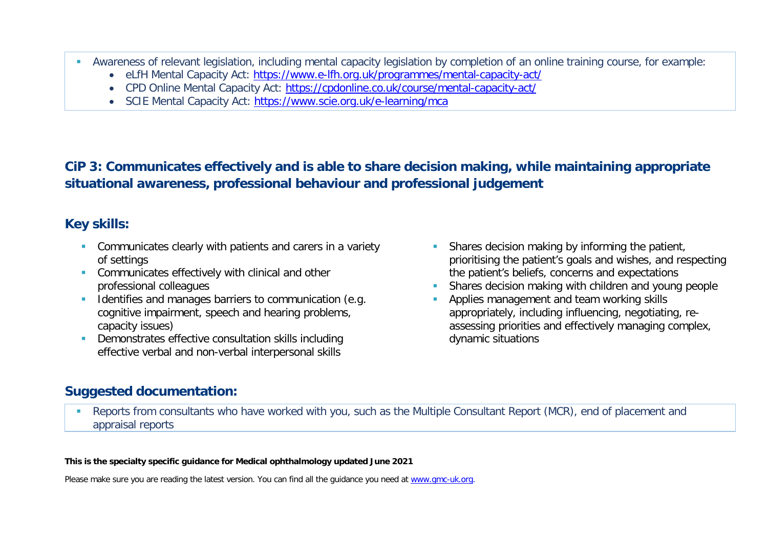- Awareness of relevant legislation, including mental capacity legislation by completion of an online training course, for example:
  - eLfH Mental Capacity Act: https://www.e-lfh.org.uk/programmes/mental-capacity-act/
  - CPD Online Mental Capacity Act: https://cpdonline.co.uk/course/mental-capacity-act/
  - SCIE Mental Capacity Act: https://www.scie.org.uk/e-learning/mca

## CiP 3: Communicates effectively and is able to share decision making, while maintaining appropriate situational awareness, professional behaviour and professional judgement

### Key skills:

- Communicates clearly with patients and carers in a variety of settings
- Communicates effectively with clinical and other professional colleagues
- Identifies and manages barriers to communication (e.g. cognitive impairment, speech and hearing problems, capacity issues)
- Demonstrates effective consultation skills including effective verbal and non-verbal interpersonal skills
- Shares decision making by informing the patient, prioritising the patient's goals and wishes, and respecting the patient's beliefs, concerns and expectations
- Shares decision making with children and young people
- Applies management and team working skills appropriately, including influencing, negotiating, re-assessing priorities and effectively managing complex, dynamic situations

### Suggested documentation:

- Reports from consultants who have worked with you, such as the Multiple Consultant Report (MCR), end of placement and appraisal reports

**This is the specialty specific guidance for Medical ophthalmology updated June 2021**

Please make sure you are reading the latest version. You can find all the guidance you need at www.gmc-uk.org.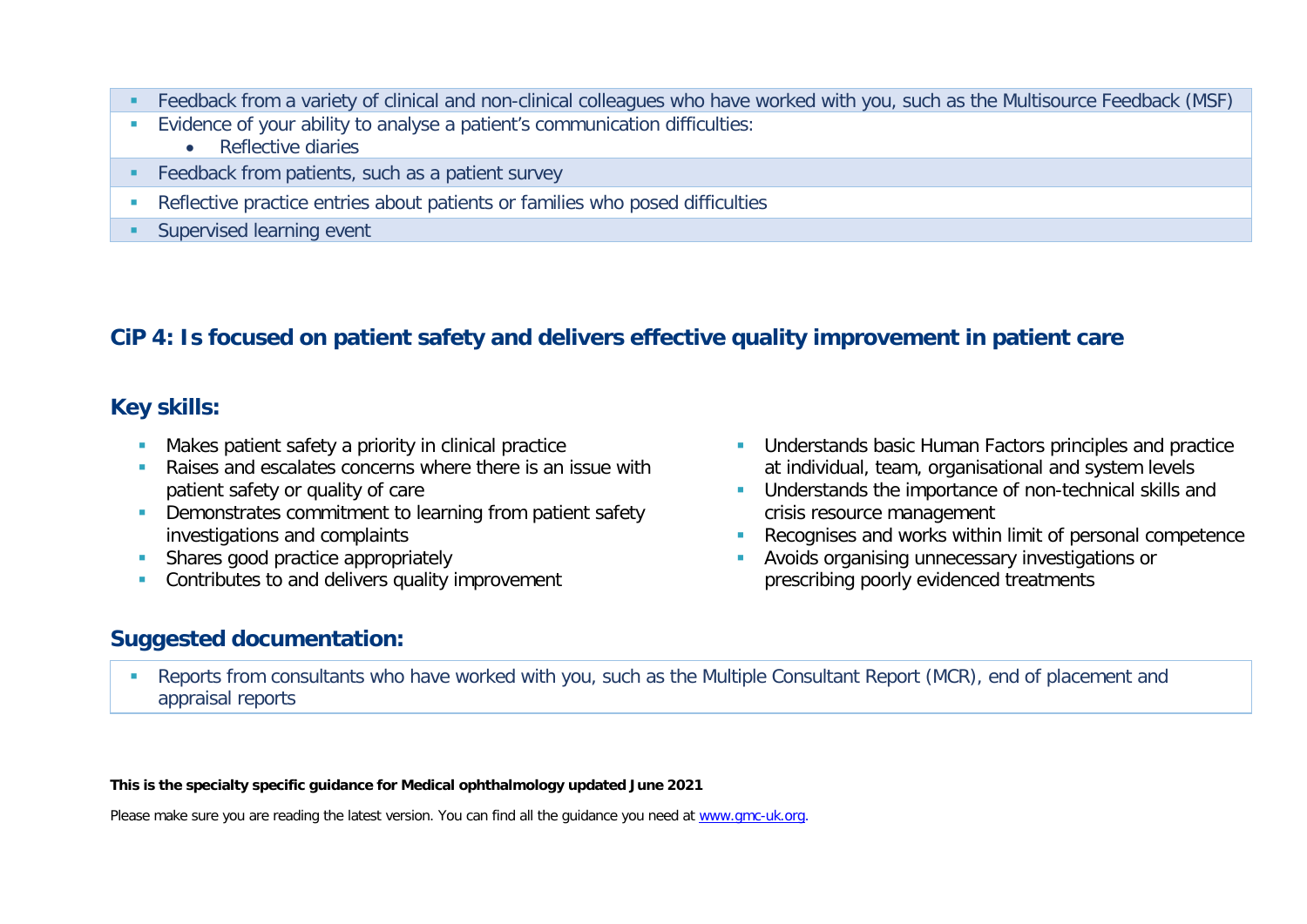- Feedback from a variety of clinical and non-clinical colleagues who have worked with you, such as the Multisource Feedback (MSF)
- Evidence of your ability to analyse a patient's communication difficulties:
    - Reflective diaries
- Feedback from patients, such as a patient survey
- Reflective practice entries about patients or families who posed difficulties
- Supervised learning event

## CiP 4: Is focused on patient safety and delivers effective quality improvement in patient care

### Key skills:

- Makes patient safety a priority in clinical practice
- Raises and escalates concerns where there is an issue with patient safety or quality of care
- Demonstrates commitment to learning from patient safety investigations and complaints
- Shares good practice appropriately
- Contributes to and delivers quality improvement
- Understands basic Human Factors principles and practice at individual, team, organisational and system levels
- Understands the importance of non-technical skills and crisis resource management
- Recognises and works within limit of personal competence
- Avoids organising unnecessary investigations or prescribing poorly evidenced treatments

### Suggested documentation:

- Reports from consultants who have worked with you, such as the Multiple Consultant Report (MCR), end of placement and appraisal reports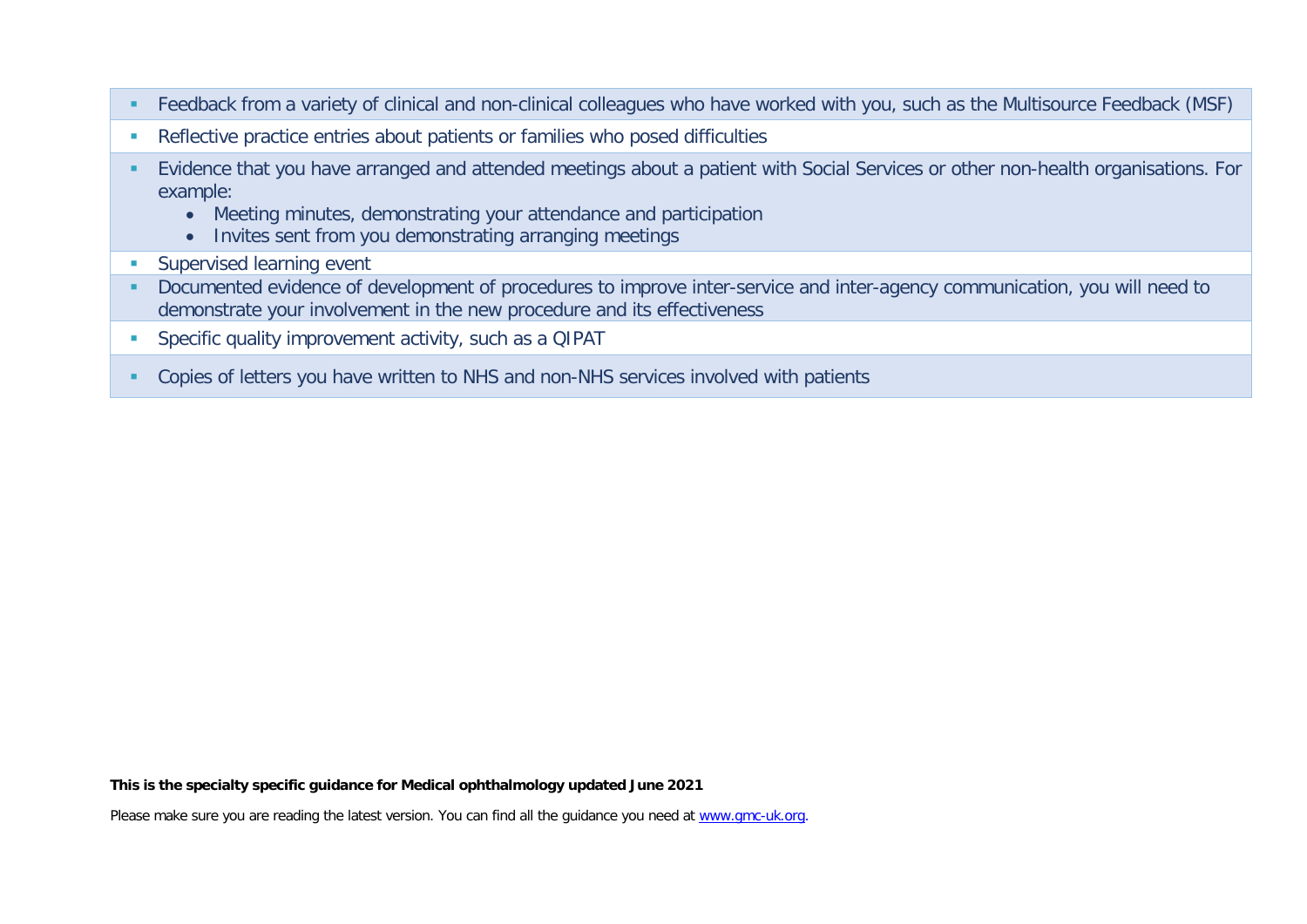- Feedback from a variety of clinical and non-clinical colleagues who have worked with you, such as the Multisource Feedback (MSF)
- Reflective practice entries about patients or families who posed difficulties
- Evidence that you have arranged and attended meetings about a patient with Social Services or other non-health organisations. For example:
  - Meeting minutes, demonstrating your attendance and participation
  - Invites sent from you demonstrating arranging meetings
- Supervised learning event
- Documented evidence of development of procedures to improve inter-service and inter-agency communication, you will need to demonstrate your involvement in the new procedure and its effectiveness
- Specific quality improvement activity, such as a QIPAT
- Copies of letters you have written to NHS and non-NHS services involved with patients

**This is the specialty specific guidance for Medical ophthalmology updated June 2021**

Please make sure you are reading the latest version. You can find all the guidance you need at [www.gmc-uk.org](www.gmc-uk.org).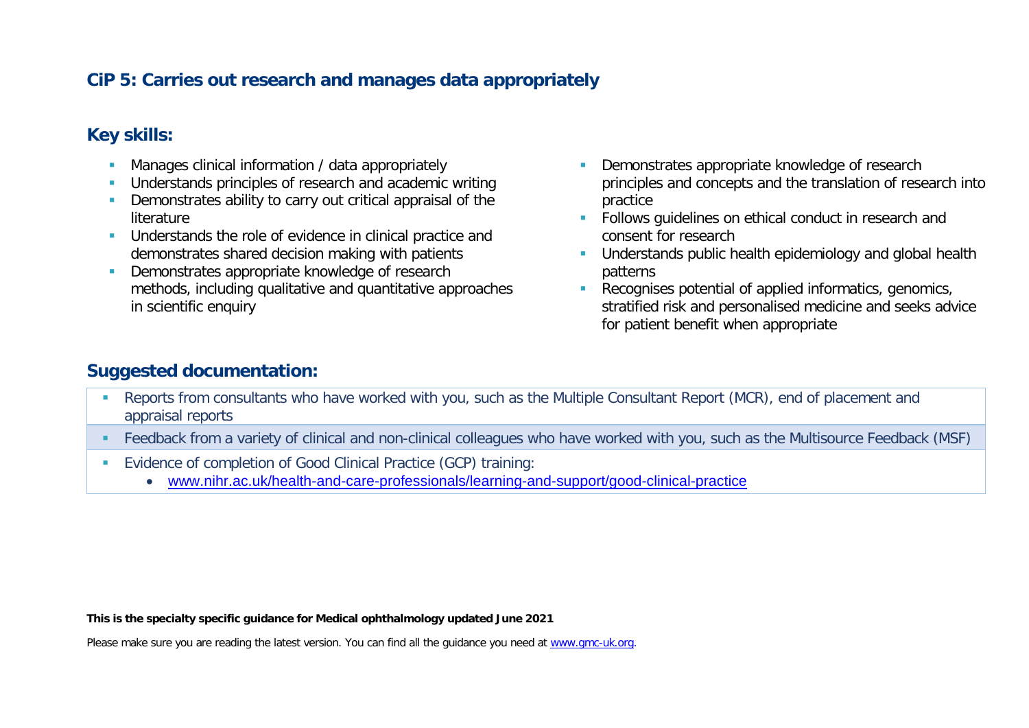## CiP 5: Carries out research and manages data appropriately

### Key skills:

- Manages clinical information / data appropriately
- Understands principles of research and academic writing
- Demonstrates ability to carry out critical appraisal of the literature
- Understands the role of evidence in clinical practice and demonstrates shared decision making with patients
- Demonstrates appropriate knowledge of research methods, including qualitative and quantitative approaches in scientific enquiry
- Demonstrates appropriate knowledge of research principles and concepts and the translation of research into practice
- Follows guidelines on ethical conduct in research and consent for research
- Understands public health epidemiology and global health patterns
- Recognises potential of applied informatics, genomics, stratified risk and personalised medicine and seeks advice for patient benefit when appropriate

### Suggested documentation:

- Reports from consultants who have worked with you, such as the Multiple Consultant Report (MCR), end of placement and appraisal reports
- Feedback from a variety of clinical and non-clinical colleagues who have worked with you, such as the Multisource Feedback (MSF)
- Evidence of completion of Good Clinical Practice (GCP) training:
  - www.nihr.ac.uk/health-and-care-professionals/learning-and-support/good-clinical-practice

**This is the specialty specific guidance for Medical ophthalmology updated June 2021**

Please make sure you are reading the latest version. You can find all the guidance you need at www.gmc-uk.org.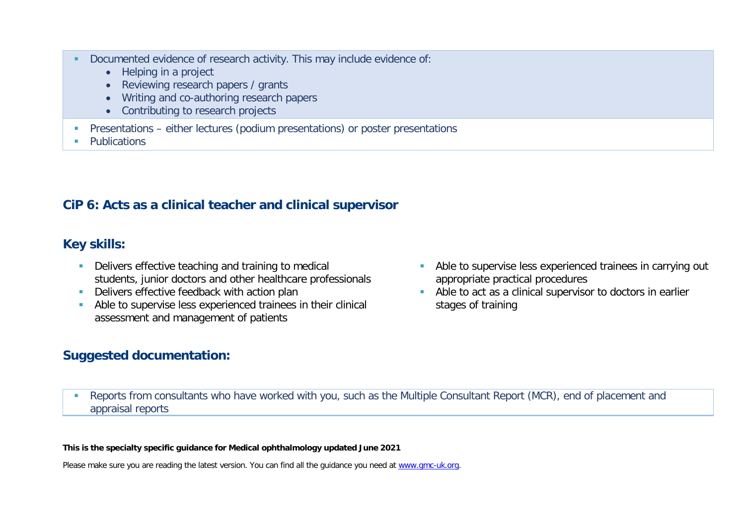- Documented evidence of research activity. This may include evidence of:
  - Helping in a project
  - Reviewing research papers / grants
  - Writing and co-authoring research papers
  - Contributing to research projects
- Presentations – either lectures (podium presentations) or poster presentations
- Publications

## CiP 6: Acts as a clinical teacher and clinical supervisor

### Key skills:

- Delivers effective teaching and training to medical students, junior doctors and other healthcare professionals
- Delivers effective feedback with action plan
- Able to supervise less experienced trainees in their clinical assessment and management of patients
- Able to supervise less experienced trainees in carrying out appropriate practical procedures
- Able to act as a clinical supervisor to doctors in earlier stages of training

### Suggested documentation:

- Reports from consultants who have worked with you, such as the Multiple Consultant Report (MCR), end of placement and appraisal reports

**This is the specialty specific guidance for Medical ophthalmology updated June 2021**

Please make sure you are reading the latest version. You can find all the guidance you need at [www.gmc-uk.org](http://www.gmc-uk.org).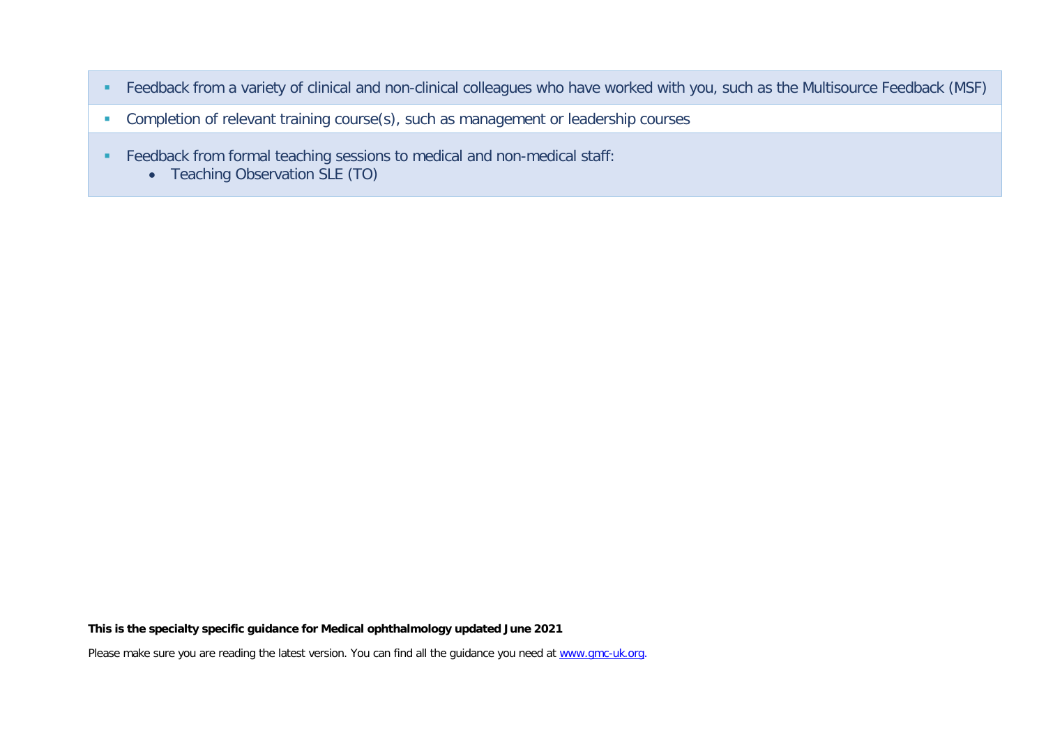- Feedback from a variety of clinical and non-clinical colleagues who have worked with you, such as the Multisource Feedback (MSF)
- Completion of relevant training course(s), such as management or leadership courses
- Feedback from formal teaching sessions to medical and non-medical staff:
  - Teaching Observation SLE (TO)

**This is the specialty specific guidance for Medical ophthalmology updated June 2021**

Please make sure you are reading the latest version. You can find all the guidance you need at www.gmc-uk.org.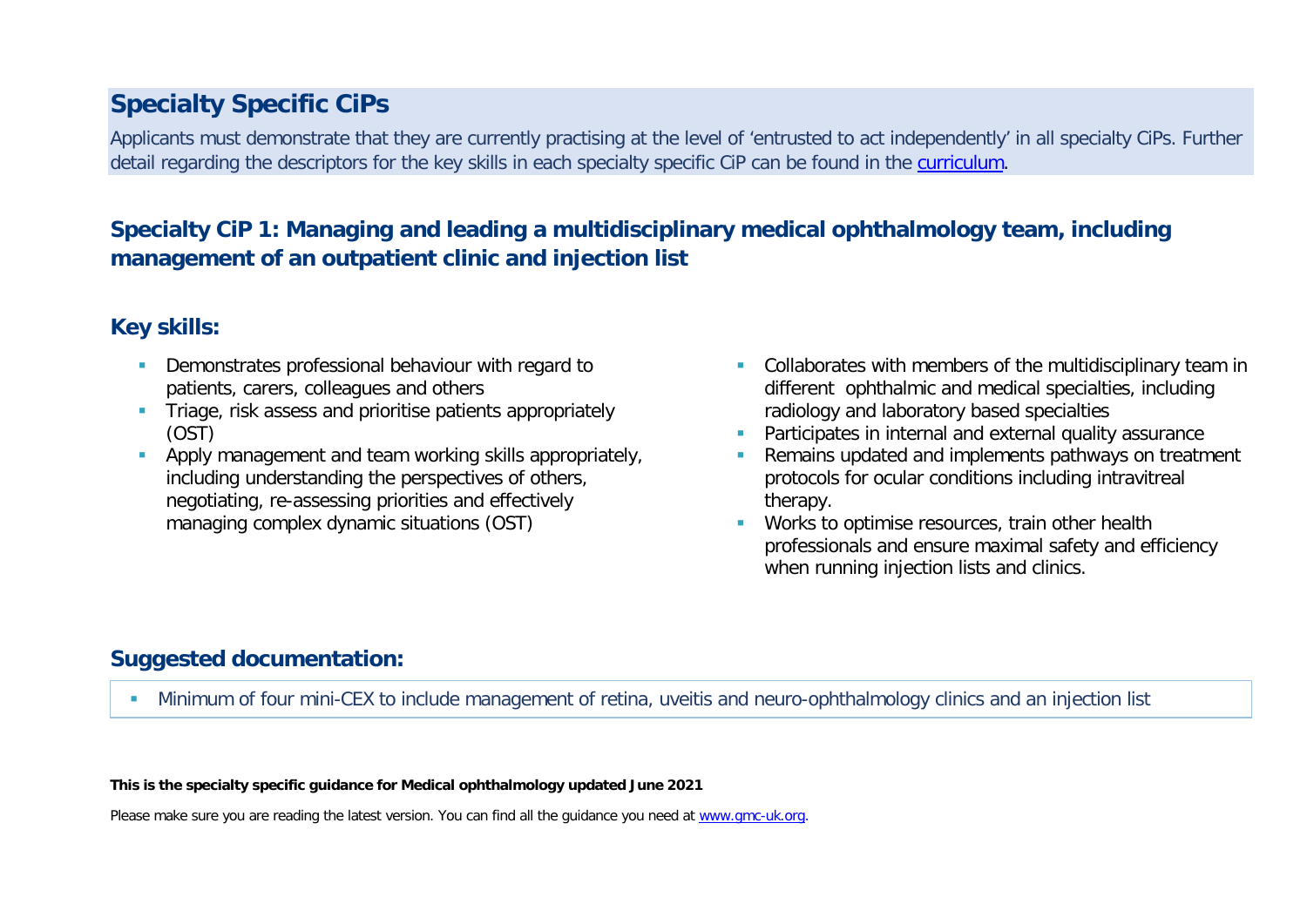## Specialty Specific CiPs

Applicants must demonstrate that they are currently practising at the level of 'entrusted to act independently' in all specialty CiPs. Further detail regarding the descriptors for the key skills in each specialty specific CiP can be found in the [curriculum](curriculum).

### Specialty CiP 1: Managing and leading a multidisciplinary medical ophthalmology team, including management of an outpatient clinic and injection list

### Key skills:

- Demonstrates professional behaviour with regard to patients, carers, colleagues and others
- Triage, risk assess and prioritise patients appropriately (OST)
- Apply management and team working skills appropriately, including understanding the perspectives of others, negotiating, re-assessing priorities and effectively managing complex dynamic situations (OST)
- Collaborates with members of the multidisciplinary team in different ophthalmic and medical specialties, including radiology and laboratory based specialties
- Participates in internal and external quality assurance
- Remains updated and implements pathways on treatment protocols for ocular conditions including intravitreal therapy.
- Works to optimise resources, train other health professionals and ensure maximal safety and efficiency when running injection lists and clinics.

### Suggested documentation:

- Minimum of four mini-CEX to include management of retina, uveitis and neuro-ophthalmology clinics and an injection list

**This is the specialty specific guidance for Medical ophthalmology updated June 2021**

Please make sure you are reading the latest version. You can find all the guidance you need at [www.gmc-uk.org](www.gmc-uk.org).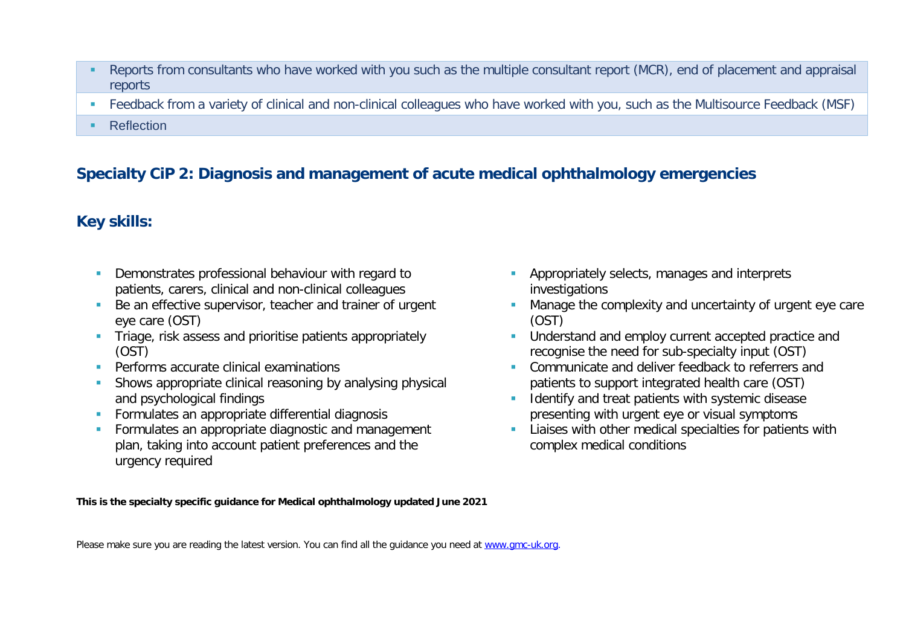| |
|---|
| ▪ Reports from consultants who have worked with you such as the multiple consultant report (MCR), end of placement and appraisal reports |
| ▪ Feedback from a variety of clinical and non-clinical colleagues who have worked with you, such as the Multisource Feedback (MSF) |
| ▪ Reflection |

## Specialty CiP 2: Diagnosis and management of acute medical ophthalmology emergencies

## Key skills:

- Demonstrates professional behaviour with regard to patients, carers, clinical and non-clinical colleagues
- Be an effective supervisor, teacher and trainer of urgent eye care (OST)
- Triage, risk assess and prioritise patients appropriately (OST)
- Performs accurate clinical examinations
- Shows appropriate clinical reasoning by analysing physical and psychological findings
- Formulates an appropriate differential diagnosis
- Formulates an appropriate diagnostic and management plan, taking into account patient preferences and the urgency required
- Appropriately selects, manages and interprets investigations
- Manage the complexity and uncertainty of urgent eye care (OST)
- Understand and employ current accepted practice and recognise the need for sub-specialty input (OST)
- Communicate and deliver feedback to referrers and patients to support integrated health care (OST)
- Identify and treat patients with systemic disease presenting with urgent eye or visual symptoms
- Liaises with other medical specialties for patients with complex medical conditions

**This is the specialty specific guidance for Medical ophthalmology updated June 2021**

Please make sure you are reading the latest version. You can find all the guidance you need at [www.gmc-uk.org](http://www.gmc-uk.org).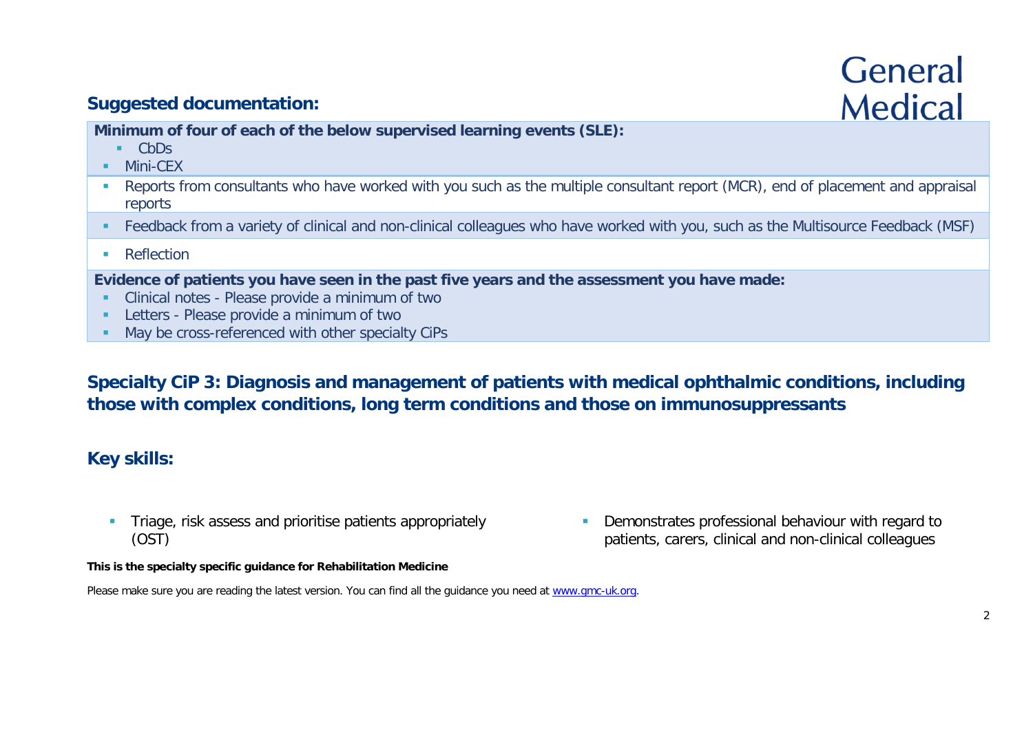## Suggested documentation:

**Minimum of four of each of the below supervised learning events (SLE):**

- CbDs
- Mini-CEX

- Reports from consultants who have worked with you such as the multiple consultant report (MCR), end of placement and appraisal reports
- Feedback from a variety of clinical and non-clinical colleagues who have worked with you, such as the Multisource Feedback (MSF)
- Reflection

**Evidence of patients you have seen in the past five years and the assessment you have made:**

- Clinical notes - Please provide a minimum of two
- Letters - Please provide a minimum of two
- May be cross-referenced with other specialty CiPs

## Specialty CiP 3: Diagnosis and management of patients with medical ophthalmic conditions, including those with complex conditions, long term conditions and those on immunosuppressants

## Key skills:

- Triage, risk assess and prioritise patients appropriately (OST)
- Demonstrates professional behaviour with regard to patients, carers, clinical and non-clinical colleagues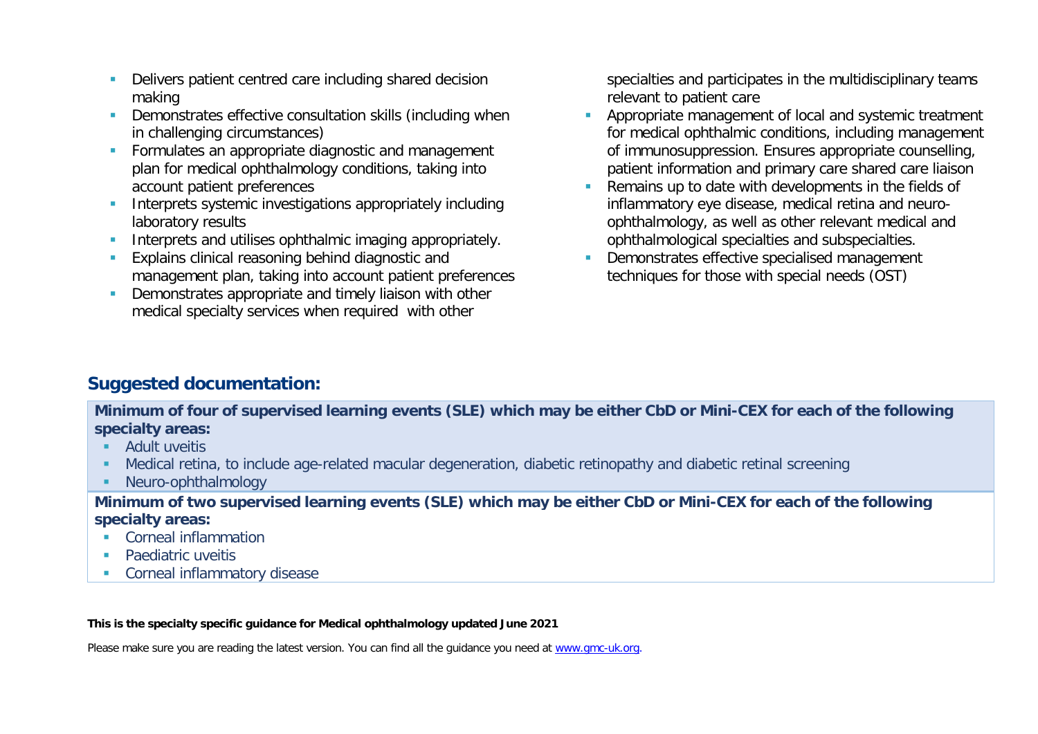- Delivers patient centred care including shared decision making
- Demonstrates effective consultation skills (including when in challenging circumstances)
- Formulates an appropriate diagnostic and management plan for medical ophthalmology conditions, taking into account patient preferences
- Interprets systemic investigations appropriately including laboratory results
- Interprets and utilises ophthalmic imaging appropriately.
- Explains clinical reasoning behind diagnostic and management plan, taking into account patient preferences
- Demonstrates appropriate and timely liaison with other medical specialty services when required with other specialties and participates in the multidisciplinary teams relevant to patient care
- Appropriate management of local and systemic treatment for medical ophthalmic conditions, including management of immunosuppression. Ensures appropriate counselling, patient information and primary care shared care liaison
- Remains up to date with developments in the fields of inflammatory eye disease, medical retina and neuro-ophthalmology, as well as other relevant medical and ophthalmological specialties and subspecialties.
- Demonstrates effective specialised management techniques for those with special needs (OST)

## Suggested documentation:

**Minimum of four of supervised learning events (SLE) which may be either CbD or Mini-CEX for each of the following specialty areas:**

- Adult uveitis
- Medical retina, to include age-related macular degeneration, diabetic retinopathy and diabetic retinal screening
- Neuro-ophthalmology

**Minimum of two supervised learning events (SLE) which may be either CbD or Mini-CEX for each of the following specialty areas:**

- Corneal inflammation
- Paediatric uveitis
- Corneal inflammatory disease

**This is the specialty specific guidance for Medical ophthalmology updated June 2021**

Please make sure you are reading the latest version. You can find all the guidance you need at www.gmc-uk.org.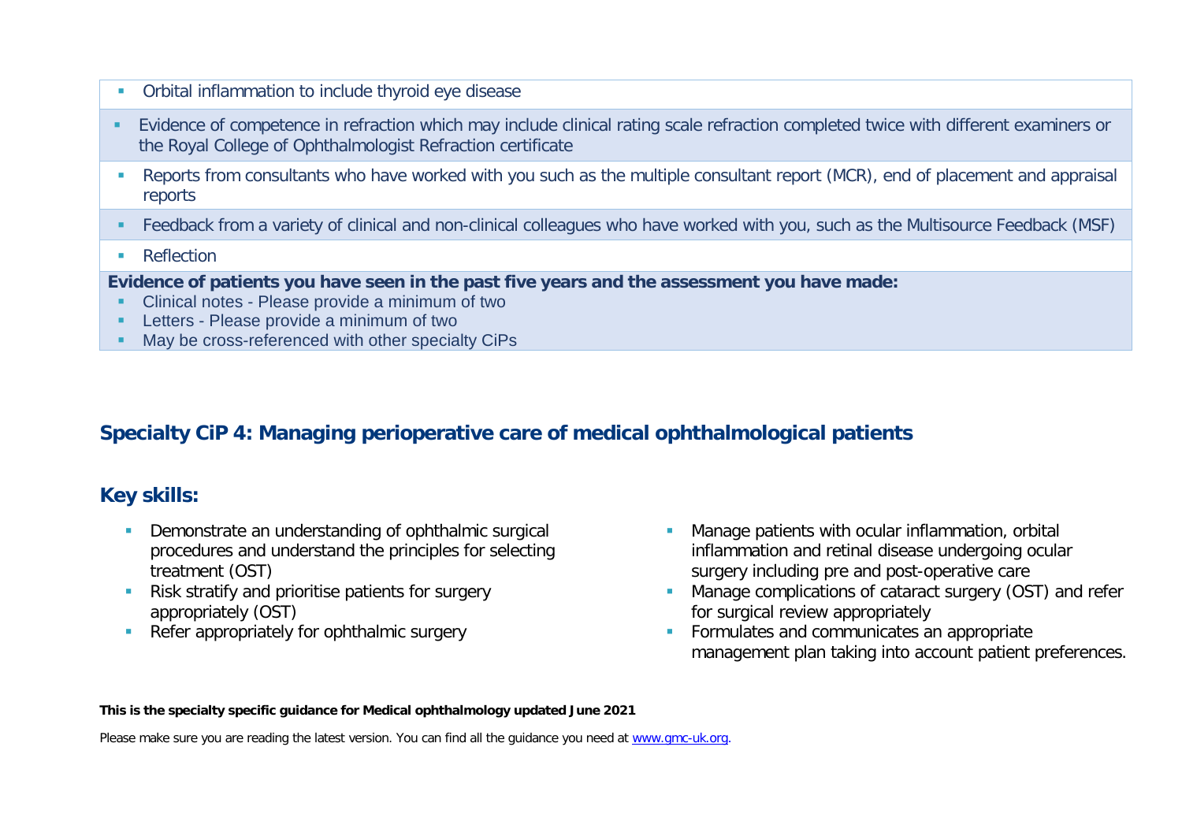- Orbital inflammation to include thyroid eye disease
- Evidence of competence in refraction which may include clinical rating scale refraction completed twice with different examiners or the Royal College of Ophthalmologist Refraction certificate
- Reports from consultants who have worked with you such as the multiple consultant report (MCR), end of placement and appraisal reports
- Feedback from a variety of clinical and non-clinical colleagues who have worked with you, such as the Multisource Feedback (MSF)
- Reflection

**Evidence of patients you have seen in the past five years and the assessment you have made:**

- Clinical notes - Please provide a minimum of two
- Letters - Please provide a minimum of two
- May be cross-referenced with other specialty CiPs

## Specialty CiP 4: Managing perioperative care of medical ophthalmological patients

### Key skills:

- Demonstrate an understanding of ophthalmic surgical procedures and understand the principles for selecting treatment (OST)
- Risk stratify and prioritise patients for surgery appropriately (OST)
- Refer appropriately for ophthalmic surgery
- Manage patients with ocular inflammation, orbital inflammation and retinal disease undergoing ocular surgery including pre and post-operative care
- Manage complications of cataract surgery (OST) and refer for surgical review appropriately
- Formulates and communicates an appropriate management plan taking into account patient preferences.

**This is the specialty specific guidance for Medical ophthalmology updated June 2021**

Please make sure you are reading the latest version. You can find all the guidance you need at www.gmc-uk.org.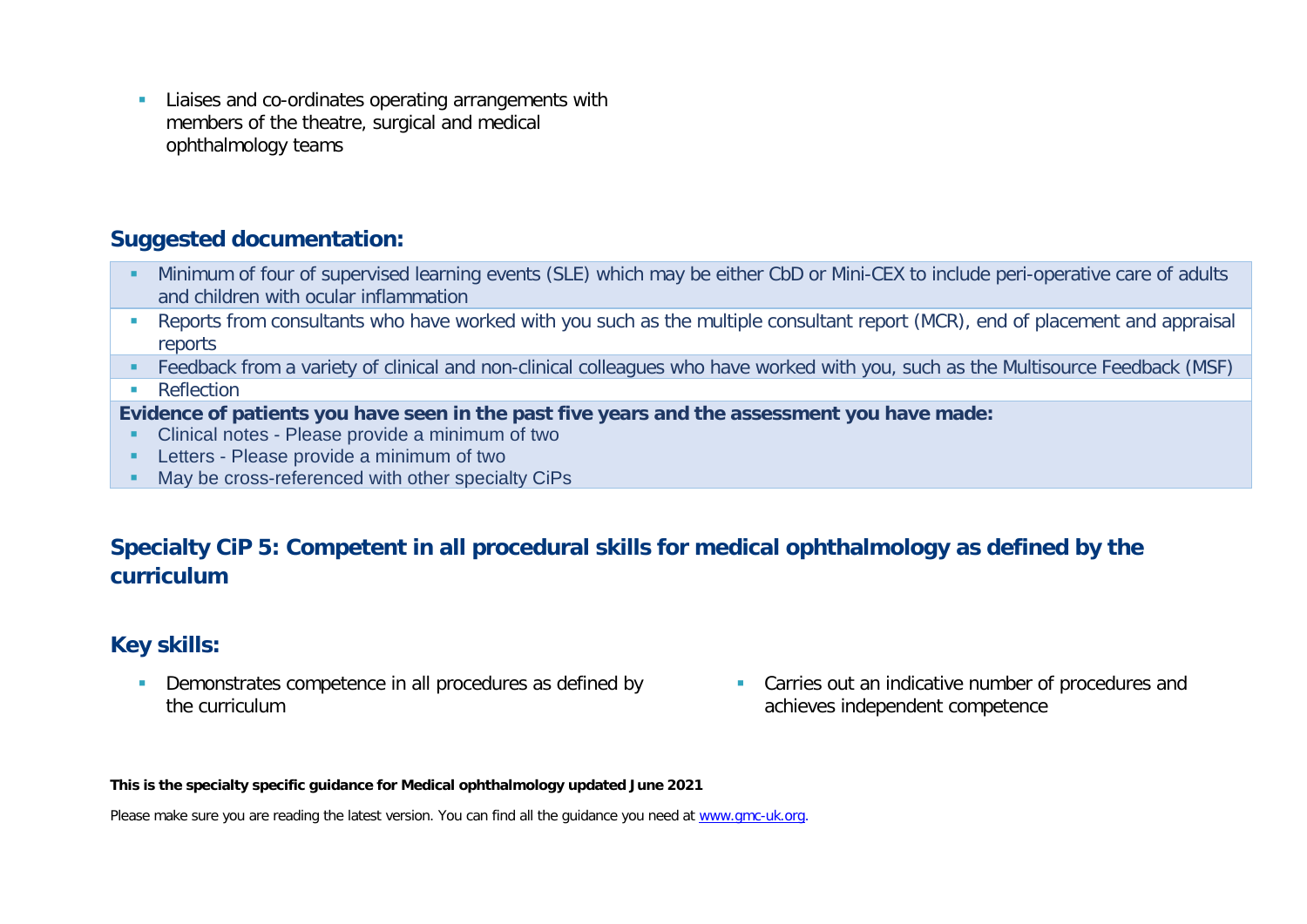- Liaises and co-ordinates operating arrangements with members of the theatre, surgical and medical ophthalmology teams

## Suggested documentation:

- Minimum of four of supervised learning events (SLE) which may be either CbD or Mini-CEX to include peri-operative care of adults and children with ocular inflammation
- Reports from consultants who have worked with you such as the multiple consultant report (MCR), end of placement and appraisal reports
- Feedback from a variety of clinical and non-clinical colleagues who have worked with you, such as the Multisource Feedback (MSF)
- Reflection

**Evidence of patients you have seen in the past five years and the assessment you have made:**

- Clinical notes - Please provide a minimum of two
- Letters - Please provide a minimum of two
- May be cross-referenced with other specialty CiPs

## Specialty CiP 5: Competent in all procedural skills for medical ophthalmology as defined by the curriculum

## Key skills:

- Demonstrates competence in all procedures as defined by the curriculum
- Carries out an indicative number of procedures and achieves independent competence

**This is the specialty specific guidance for Medical ophthalmology updated June 2021**

Please make sure you are reading the latest version. You can find all the guidance you need at www.gmc-uk.org.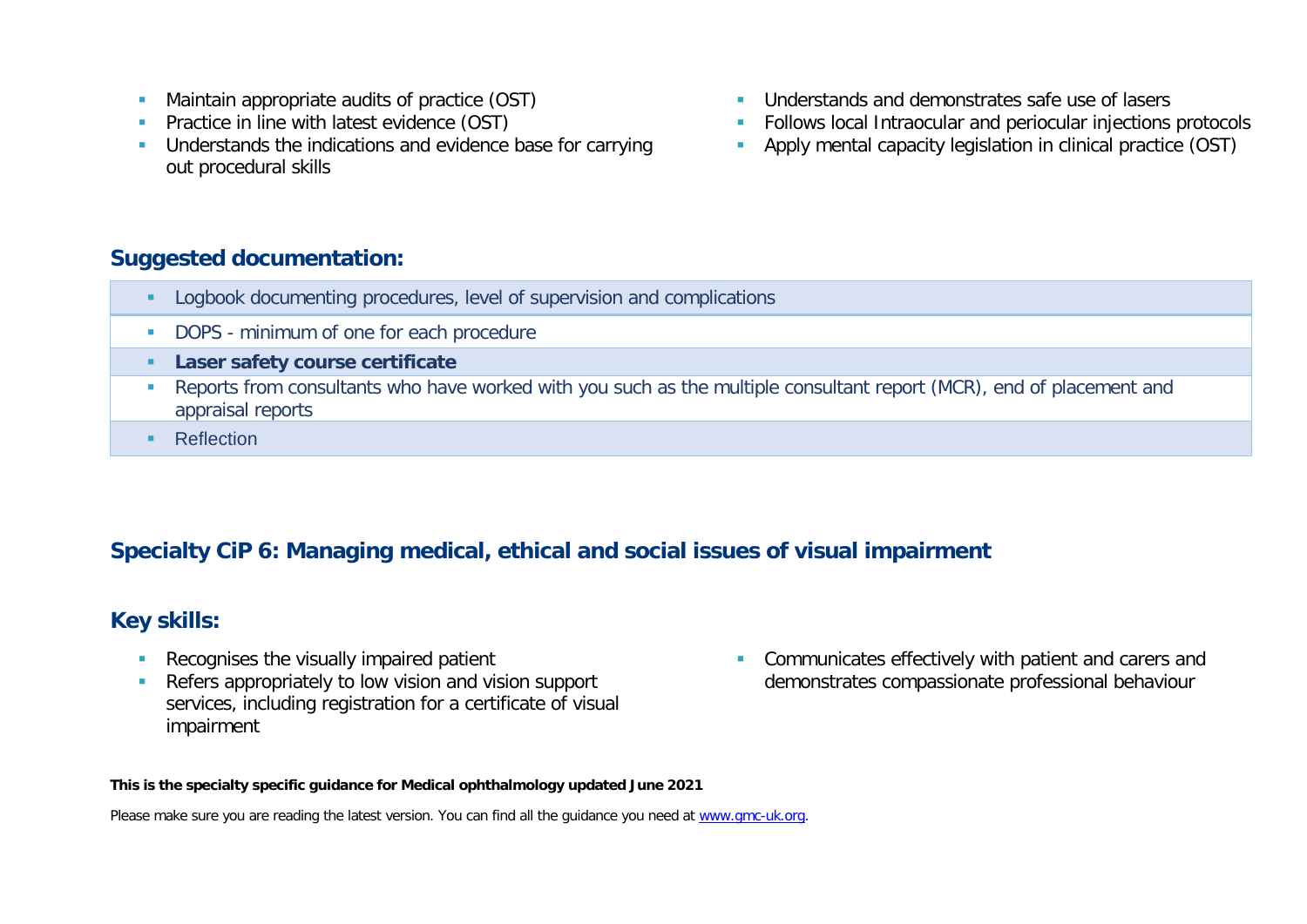- Maintain appropriate audits of practice (OST)
- Practice in line with latest evidence (OST)
- Understands the indications and evidence base for carrying out procedural skills
- Understands and demonstrates safe use of lasers
- Follows local Intraocular and periocular injections protocols
- Apply mental capacity legislation in clinical practice (OST)

## Suggested documentation:

- Logbook documenting procedures, level of supervision and complications
- DOPS - minimum of one for each procedure
- **Laser safety course certificate**
- Reports from consultants who have worked with you such as the multiple consultant report (MCR), end of placement and appraisal reports
- Reflection

## Specialty CiP 6: Managing medical, ethical and social issues of visual impairment

## Key skills:

- Recognises the visually impaired patient
- Refers appropriately to low vision and vision support services, including registration for a certificate of visual impairment
- Communicates effectively with patient and carers and demonstrates compassionate professional behaviour

**This is the specialty specific guidance for Medical ophthalmology updated June 2021**

Please make sure you are reading the latest version. You can find all the guidance you need at [www.gmc-uk.org](www.gmc-uk.org).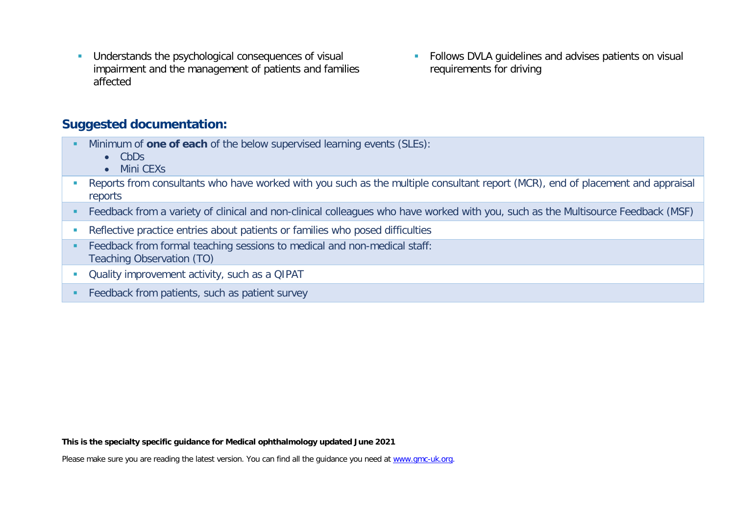- Understands the psychological consequences of visual impairment and the management of patients and families affected
- Follows DVLA guidelines and advises patients on visual requirements for driving

## Suggested documentation:

- Minimum of **one of each** of the below supervised learning events (SLEs):
  - CbDs
  - Mini CEXs
- Reports from consultants who have worked with you such as the multiple consultant report (MCR), end of placement and appraisal reports
- Feedback from a variety of clinical and non-clinical colleagues who have worked with you, such as the Multisource Feedback (MSF)
- Reflective practice entries about patients or families who posed difficulties
- Feedback from formal teaching sessions to medical and non-medical staff: Teaching Observation (TO)
- Quality improvement activity, such as a QIPAT
- Feedback from patients, such as patient survey

**This is the specialty specific guidance for Medical ophthalmology updated June 2021**

Please make sure you are reading the latest version. You can find all the guidance you need at [www.gmc-uk.org](www.gmc-uk.org).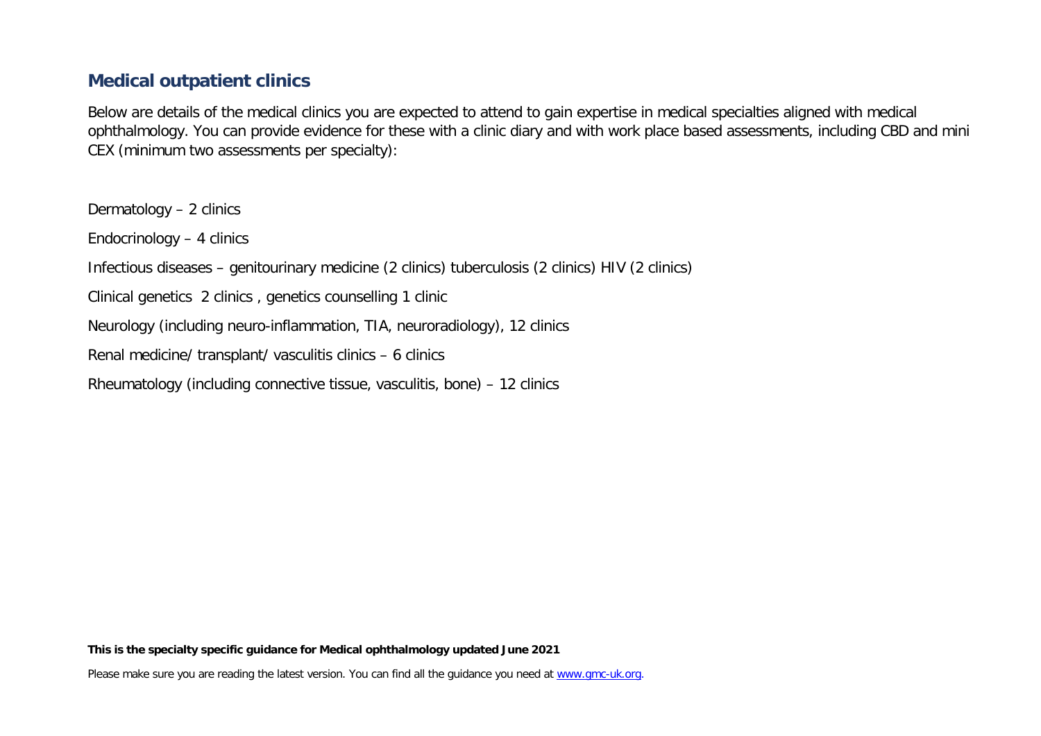## Medical outpatient clinics

Below are details of the medical clinics you are expected to attend to gain expertise in medical specialties aligned with medical ophthalmology. You can provide evidence for these with a clinic diary and with work place based assessments, including CBD and mini CEX (minimum two assessments per specialty):

Dermatology – 2 clinics

Endocrinology – 4 clinics

Infectious diseases – genitourinary medicine (2 clinics) tuberculosis (2 clinics) HIV (2 clinics)

Clinical genetics 2 clinics , genetics counselling 1 clinic

Neurology (including neuro-inflammation, TIA, neuroradiology), 12 clinics

Renal medicine/ transplant/ vasculitis clinics – 6 clinics

Rheumatology (including connective tissue, vasculitis, bone) – 12 clinics

**This is the specialty specific guidance for Medical ophthalmology updated June 2021**

Please make sure you are reading the latest version. You can find all the guidance you need at www.gmc-uk.org.